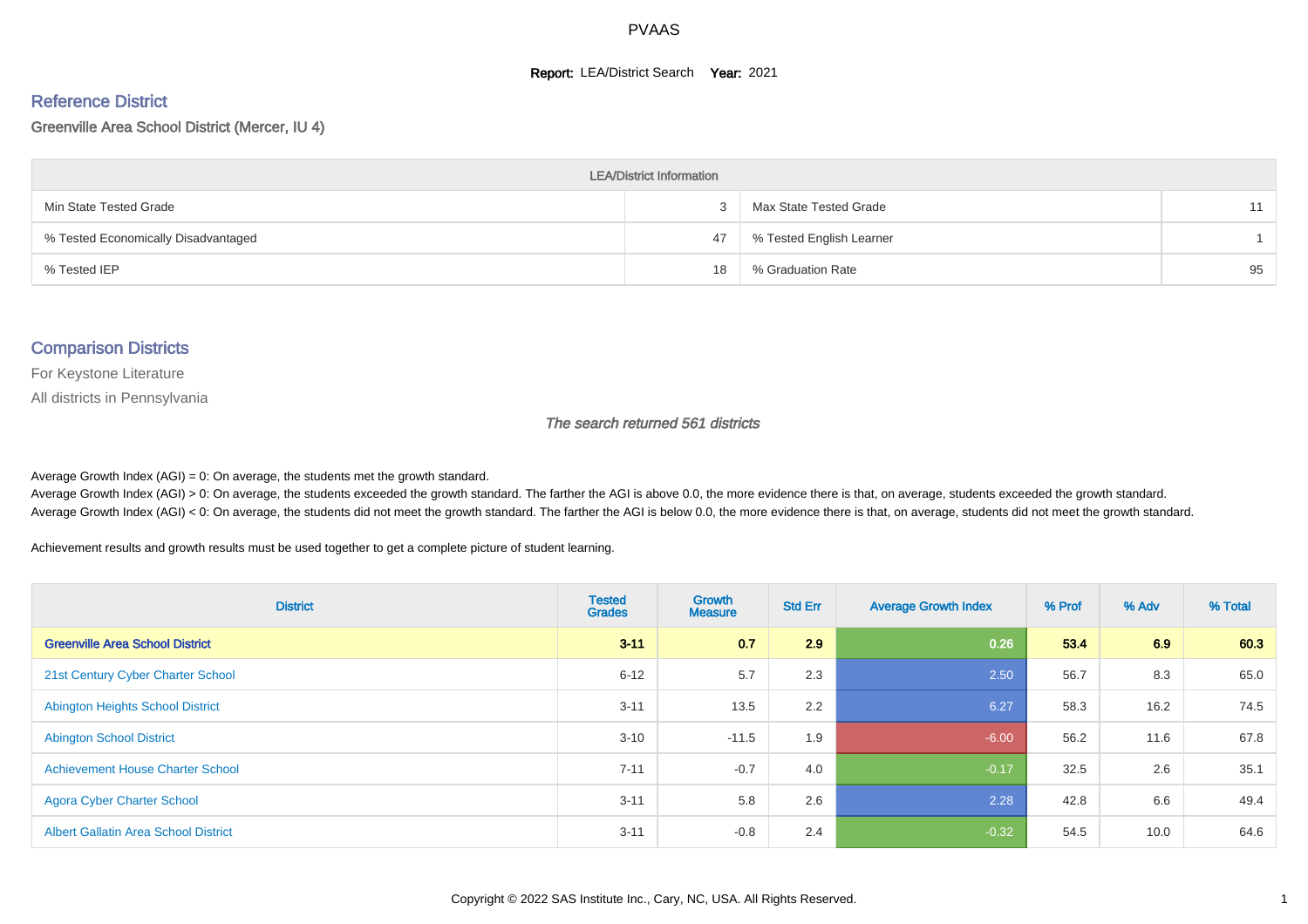# PVAAS

**Report:** LEA/District Search **Year:** 2021

## Reference District

Greenville Area School District (Mercer, IU 4)

| LEA/District Information | | | |
|---|---|---|---|
| Min State Tested Grade | 3 | Max State Tested Grade | 11 |
| % Tested Economically Disadvantaged | 47 | % Tested English Learner | 1 |
| % Tested IEP | 18 | % Graduation Rate | 95 |

## Comparison Districts

For Keystone Literature

All districts in Pennsylvania

*The search returned 561 districts*

Average Growth Index (AGI) = 0: On average, the students met the growth standard.
Average Growth Index (AGI) > 0: On average, the students exceeded the growth standard. The farther the AGI is above 0.0, the more evidence there is that, on average, students exceeded the growth standard.
Average Growth Index (AGI) < 0: On average, the students did not meet the growth standard. The farther the AGI is below 0.0, the more evidence there is that, on average, students did not meet the growth standard.

Achievement results and growth results must be used together to get a complete picture of student learning.

| District | Tested Grades | Growth Measure | Std Err | Average Growth Index | % Prof | % Adv | % Total |
|---|---|---|---|---|---|---|---|
| **Greenville Area School District** | **3-11** | **0.7** | **2.9** | **0.26** | **53.4** | **6.9** | **60.3** |
| 21st Century Cyber Charter School | 6-12 | 5.7 | 2.3 | 2.50 | 56.7 | 8.3 | 65.0 |
| Abington Heights School District | 3-11 | 13.5 | 2.2 | 6.27 | 58.3 | 16.2 | 74.5 |
| Abington School District | 3-10 | -11.5 | 1.9 | -6.00 | 56.2 | 11.6 | 67.8 |
| Achievement House Charter School | 7-11 | -0.7 | 4.0 | -0.17 | 32.5 | 2.6 | 35.1 |
| Agora Cyber Charter School | 3-11 | 5.8 | 2.6 | 2.28 | 42.8 | 6.6 | 49.4 |
| Albert Gallatin Area School District | 3-11 | -0.8 | 2.4 | -0.32 | 54.5 | 10.0 | 64.6 |

Copyright © 2022 SAS Institute Inc., Cary, NC, USA. All Rights Reserved.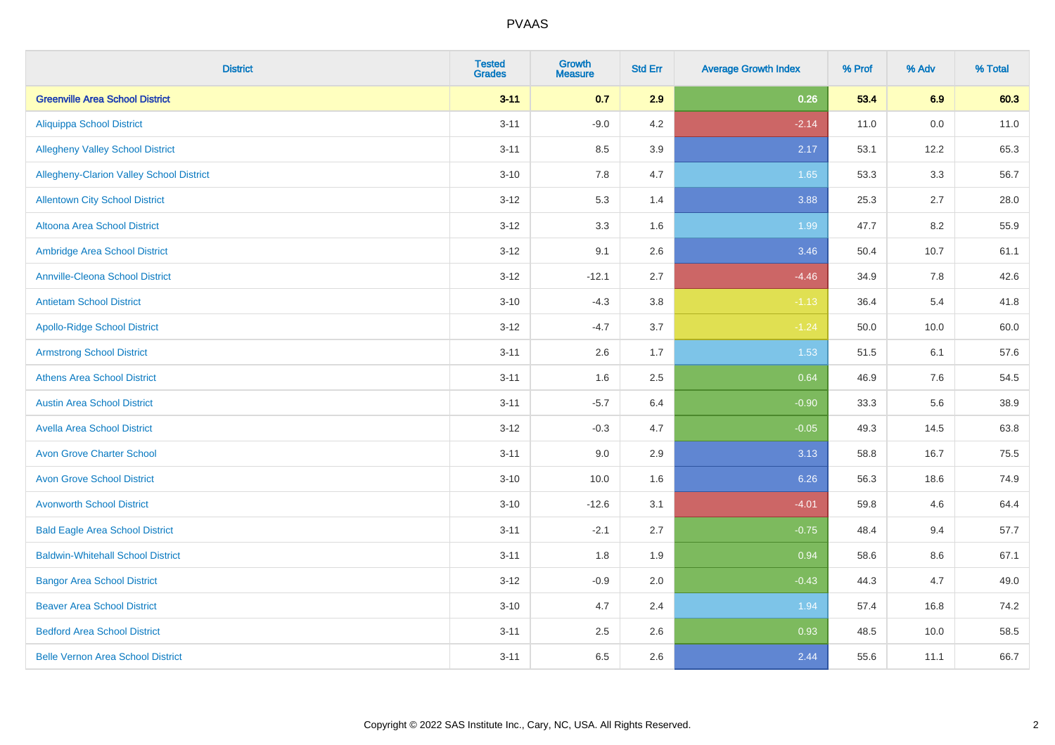# PVAAS

| District | Tested Grades | Growth Measure | Std Err | Average Growth Index | % Prof | % Adv | % Total |
|---|---|---|---|---|---|---|---|
| **Greenville Area School District** | **3-11** | **0.7** | **2.9** | **0.26** | **53.4** | **6.9** | **60.3** |
| Aliquippa School District | 3-11 | -9.0 | 4.2 | -2.14 | 11.0 | 0.0 | 11.0 |
| Allegheny Valley School District | 3-11 | 8.5 | 3.9 | 2.17 | 53.1 | 12.2 | 65.3 |
| Allegheny-Clarion Valley School District | 3-10 | 7.8 | 4.7 | 1.65 | 53.3 | 3.3 | 56.7 |
| Allentown City School District | 3-12 | 5.3 | 1.4 | 3.88 | 25.3 | 2.7 | 28.0 |
| Altoona Area School District | 3-12 | 3.3 | 1.6 | 1.99 | 47.7 | 8.2 | 55.9 |
| Ambridge Area School District | 3-12 | 9.1 | 2.6 | 3.46 | 50.4 | 10.7 | 61.1 |
| Annville-Cleona School District | 3-12 | -12.1 | 2.7 | -4.46 | 34.9 | 7.8 | 42.6 |
| Antietam School District | 3-10 | -4.3 | 3.8 | -1.13 | 36.4 | 5.4 | 41.8 |
| Apollo-Ridge School District | 3-12 | -4.7 | 3.7 | -1.24 | 50.0 | 10.0 | 60.0 |
| Armstrong School District | 3-11 | 2.6 | 1.7 | 1.53 | 51.5 | 6.1 | 57.6 |
| Athens Area School District | 3-11 | 1.6 | 2.5 | 0.64 | 46.9 | 7.6 | 54.5 |
| Austin Area School District | 3-11 | -5.7 | 6.4 | -0.90 | 33.3 | 5.6 | 38.9 |
| Avella Area School District | 3-12 | -0.3 | 4.7 | -0.05 | 49.3 | 14.5 | 63.8 |
| Avon Grove Charter School | 3-11 | 9.0 | 2.9 | 3.13 | 58.8 | 16.7 | 75.5 |
| Avon Grove School District | 3-10 | 10.0 | 1.6 | 6.26 | 56.3 | 18.6 | 74.9 |
| Avonworth School District | 3-10 | -12.6 | 3.1 | -4.01 | 59.8 | 4.6 | 64.4 |
| Bald Eagle Area School District | 3-11 | -2.1 | 2.7 | -0.75 | 48.4 | 9.4 | 57.7 |
| Baldwin-Whitehall School District | 3-11 | 1.8 | 1.9 | 0.94 | 58.6 | 8.6 | 67.1 |
| Bangor Area School District | 3-12 | -0.9 | 2.0 | -0.43 | 44.3 | 4.7 | 49.0 |
| Beaver Area School District | 3-10 | 4.7 | 2.4 | 1.94 | 57.4 | 16.8 | 74.2 |
| Bedford Area School District | 3-11 | 2.5 | 2.6 | 0.93 | 48.5 | 10.0 | 58.5 |
| Belle Vernon Area School District | 3-11 | 6.5 | 2.6 | 2.44 | 55.6 | 11.1 | 66.7 |

Copyright © 2022 SAS Institute Inc., Cary, NC, USA. All Rights Reserved.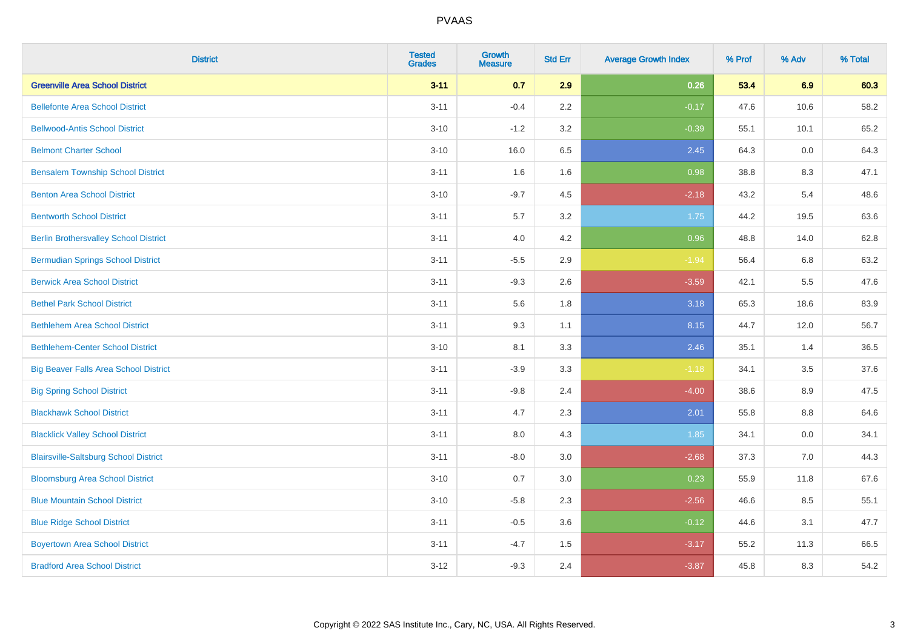| District | Tested Grades | Growth Measure | Std Err | Average Growth Index | % Prof | % Adv | % Total |
|---|---|---|---|---|---|---|---|
| **Greenville Area School District** | **3-11** | **0.7** | **2.9** | **0.26** | **53.4** | **6.9** | **60.3** |
| Bellefonte Area School District | 3-11 | -0.4 | 2.2 | -0.17 | 47.6 | 10.6 | 58.2 |
| Bellwood-Antis School District | 3-10 | -1.2 | 3.2 | -0.39 | 55.1 | 10.1 | 65.2 |
| Belmont Charter School | 3-10 | 16.0 | 6.5 | 2.45 | 64.3 | 0.0 | 64.3 |
| Bensalem Township School District | 3-11 | 1.6 | 1.6 | 0.98 | 38.8 | 8.3 | 47.1 |
| Benton Area School District | 3-10 | -9.7 | 4.5 | -2.18 | 43.2 | 5.4 | 48.6 |
| Bentworth School District | 3-11 | 5.7 | 3.2 | 1.75 | 44.2 | 19.5 | 63.6 |
| Berlin Brothersvalley School District | 3-11 | 4.0 | 4.2 | 0.96 | 48.8 | 14.0 | 62.8 |
| Bermudian Springs School District | 3-11 | -5.5 | 2.9 | -1.94 | 56.4 | 6.8 | 63.2 |
| Berwick Area School District | 3-11 | -9.3 | 2.6 | -3.59 | 42.1 | 5.5 | 47.6 |
| Bethel Park School District | 3-11 | 5.6 | 1.8 | 3.18 | 65.3 | 18.6 | 83.9 |
| Bethlehem Area School District | 3-11 | 9.3 | 1.1 | 8.15 | 44.7 | 12.0 | 56.7 |
| Bethlehem-Center School District | 3-10 | 8.1 | 3.3 | 2.46 | 35.1 | 1.4 | 36.5 |
| Big Beaver Falls Area School District | 3-11 | -3.9 | 3.3 | -1.18 | 34.1 | 3.5 | 37.6 |
| Big Spring School District | 3-11 | -9.8 | 2.4 | -4.00 | 38.6 | 8.9 | 47.5 |
| Blackhawk School District | 3-11 | 4.7 | 2.3 | 2.01 | 55.8 | 8.8 | 64.6 |
| Blacklick Valley School District | 3-11 | 8.0 | 4.3 | 1.85 | 34.1 | 0.0 | 34.1 |
| Blairsville-Saltsburg School District | 3-11 | -8.0 | 3.0 | -2.68 | 37.3 | 7.0 | 44.3 |
| Bloomsburg Area School District | 3-10 | 0.7 | 3.0 | 0.23 | 55.9 | 11.8 | 67.6 |
| Blue Mountain School District | 3-10 | -5.8 | 2.3 | -2.56 | 46.6 | 8.5 | 55.1 |
| Blue Ridge School District | 3-11 | -0.5 | 3.6 | -0.12 | 44.6 | 3.1 | 47.7 |
| Boyertown Area School District | 3-11 | -4.7 | 1.5 | -3.17 | 55.2 | 11.3 | 66.5 |
| Bradford Area School District | 3-12 | -9.3 | 2.4 | -3.87 | 45.8 | 8.3 | 54.2 |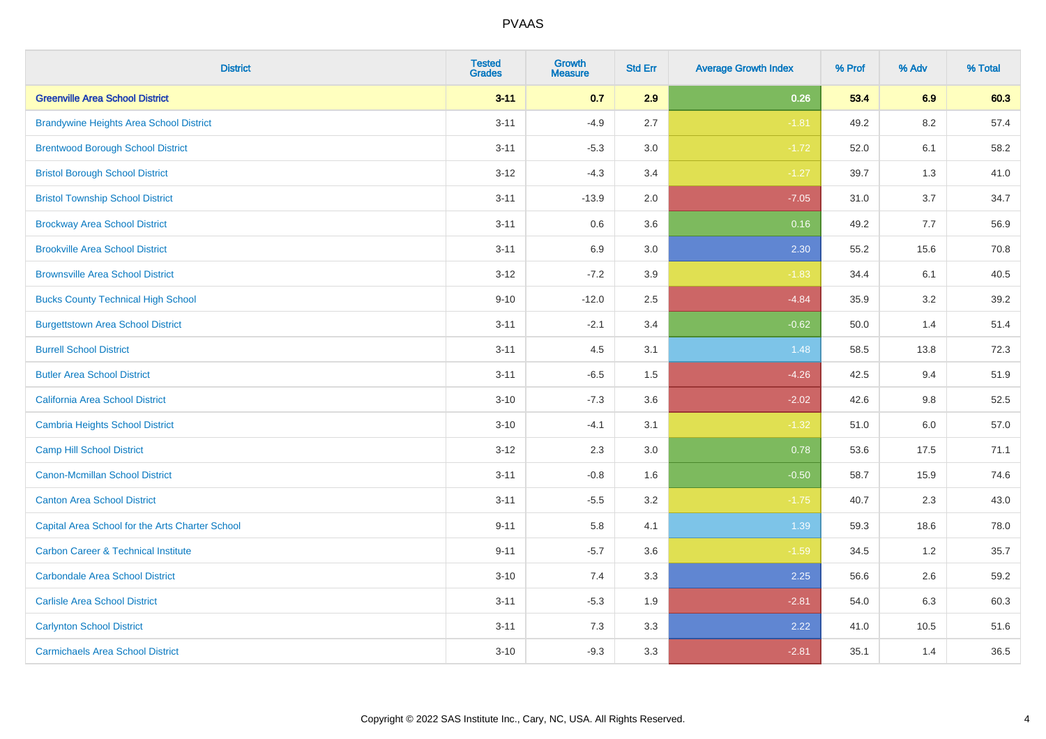# PVAAS

| District | Tested Grades | Growth Measure | Std Err | Average Growth Index | % Prof | % Adv | % Total |
|---|---|---|---|---|---|---|---|
| **Greenville Area School District** | **3-11** | **0.7** | **2.9** | **0.26** | **53.4** | **6.9** | **60.3** |
| Brandywine Heights Area School District | 3-11 | -4.9 | 2.7 | -1.81 | 49.2 | 8.2 | 57.4 |
| Brentwood Borough School District | 3-11 | -5.3 | 3.0 | -1.72 | 52.0 | 6.1 | 58.2 |
| Bristol Borough School District | 3-12 | -4.3 | 3.4 | -1.27 | 39.7 | 1.3 | 41.0 |
| Bristol Township School District | 3-11 | -13.9 | 2.0 | -7.05 | 31.0 | 3.7 | 34.7 |
| Brockway Area School District | 3-11 | 0.6 | 3.6 | 0.16 | 49.2 | 7.7 | 56.9 |
| Brookville Area School District | 3-11 | 6.9 | 3.0 | 2.30 | 55.2 | 15.6 | 70.8 |
| Brownsville Area School District | 3-12 | -7.2 | 3.9 | -1.83 | 34.4 | 6.1 | 40.5 |
| Bucks County Technical High School | 9-10 | -12.0 | 2.5 | -4.84 | 35.9 | 3.2 | 39.2 |
| Burgettstown Area School District | 3-11 | -2.1 | 3.4 | -0.62 | 50.0 | 1.4 | 51.4 |
| Burrell School District | 3-11 | 4.5 | 3.1 | 1.48 | 58.5 | 13.8 | 72.3 |
| Butler Area School District | 3-11 | -6.5 | 1.5 | -4.26 | 42.5 | 9.4 | 51.9 |
| California Area School District | 3-10 | -7.3 | 3.6 | -2.02 | 42.6 | 9.8 | 52.5 |
| Cambria Heights School District | 3-10 | -4.1 | 3.1 | -1.32 | 51.0 | 6.0 | 57.0 |
| Camp Hill School District | 3-12 | 2.3 | 3.0 | 0.78 | 53.6 | 17.5 | 71.1 |
| Canon-Mcmillan School District | 3-11 | -0.8 | 1.6 | -0.50 | 58.7 | 15.9 | 74.6 |
| Canton Area School District | 3-11 | -5.5 | 3.2 | -1.75 | 40.7 | 2.3 | 43.0 |
| Capital Area School for the Arts Charter School | 9-11 | 5.8 | 4.1 | 1.39 | 59.3 | 18.6 | 78.0 |
| Carbon Career & Technical Institute | 9-11 | -5.7 | 3.6 | -1.59 | 34.5 | 1.2 | 35.7 |
| Carbondale Area School District | 3-10 | 7.4 | 3.3 | 2.25 | 56.6 | 2.6 | 59.2 |
| Carlisle Area School District | 3-11 | -5.3 | 1.9 | -2.81 | 54.0 | 6.3 | 60.3 |
| Carlynton School District | 3-11 | 7.3 | 3.3 | 2.22 | 41.0 | 10.5 | 51.6 |
| Carmichaels Area School District | 3-10 | -9.3 | 3.3 | -2.81 | 35.1 | 1.4 | 36.5 |

Copyright © 2022 SAS Institute Inc., Cary, NC, USA. All Rights Reserved.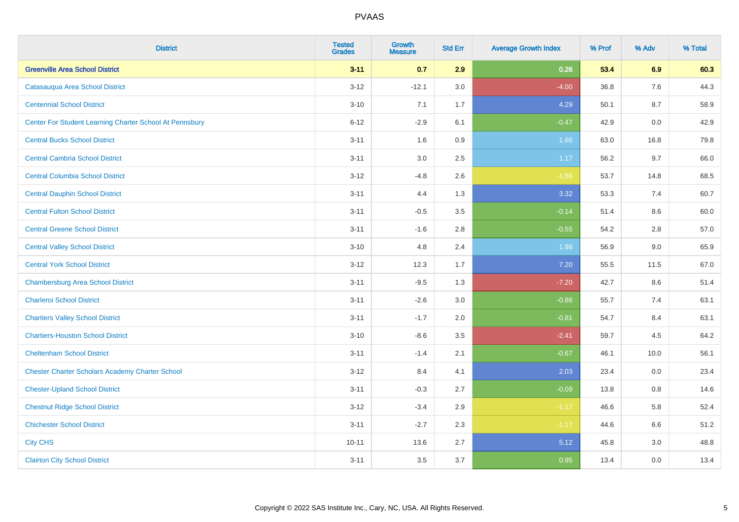# PVAAS

| District | Tested Grades | Growth Measure | Std Err | Average Growth Index | % Prof | % Adv | % Total |
|---|---|---|---|---|---|---|---|
| **Greenville Area School District** | **3-11** | **0.7** | **2.9** | **0.26** | **53.4** | **6.9** | **60.3** |
| Catasauqua Area School District | 3-12 | -12.1 | 3.0 | -4.00 | 36.8 | 7.6 | 44.3 |
| Centennial School District | 3-10 | 7.1 | 1.7 | 4.29 | 50.1 | 8.7 | 58.9 |
| Center For Student Learning Charter School At Pennsbury | 6-12 | -2.9 | 6.1 | -0.47 | 42.9 | 0.0 | 42.9 |
| Central Bucks School District | 3-11 | 1.6 | 0.9 | 1.66 | 63.0 | 16.8 | 79.8 |
| Central Cambria School District | 3-11 | 3.0 | 2.5 | 1.17 | 56.2 | 9.7 | 66.0 |
| Central Columbia School District | 3-12 | -4.8 | 2.6 | -1.86 | 53.7 | 14.8 | 68.5 |
| Central Dauphin School District | 3-11 | 4.4 | 1.3 | 3.32 | 53.3 | 7.4 | 60.7 |
| Central Fulton School District | 3-11 | -0.5 | 3.5 | -0.14 | 51.4 | 8.6 | 60.0 |
| Central Greene School District | 3-11 | -1.6 | 2.8 | -0.55 | 54.2 | 2.8 | 57.0 |
| Central Valley School District | 3-10 | 4.8 | 2.4 | 1.98 | 56.9 | 9.0 | 65.9 |
| Central York School District | 3-12 | 12.3 | 1.7 | 7.20 | 55.5 | 11.5 | 67.0 |
| Chambersburg Area School District | 3-11 | -9.5 | 1.3 | -7.20 | 42.7 | 8.6 | 51.4 |
| Charleroi School District | 3-11 | -2.6 | 3.0 | -0.86 | 55.7 | 7.4 | 63.1 |
| Chartiers Valley School District | 3-11 | -1.7 | 2.0 | -0.81 | 54.7 | 8.4 | 63.1 |
| Chartiers-Houston School District | 3-10 | -8.6 | 3.5 | -2.41 | 59.7 | 4.5 | 64.2 |
| Cheltenham School District | 3-11 | -1.4 | 2.1 | -0.67 | 46.1 | 10.0 | 56.1 |
| Chester Charter Scholars Academy Charter School | 3-12 | 8.4 | 4.1 | 2.03 | 23.4 | 0.0 | 23.4 |
| Chester-Upland School District | 3-11 | -0.3 | 2.7 | -0.09 | 13.8 | 0.8 | 14.6 |
| Chestnut Ridge School District | 3-12 | -3.4 | 2.9 | -1.17 | 46.6 | 5.8 | 52.4 |
| Chichester School District | 3-11 | -2.7 | 2.3 | -1.17 | 44.6 | 6.6 | 51.2 |
| City CHS | 10-11 | 13.6 | 2.7 | 5.12 | 45.8 | 3.0 | 48.8 |
| Clairton City School District | 3-11 | 3.5 | 3.7 | 0.95 | 13.4 | 0.0 | 13.4 |

Copyright © 2022 SAS Institute Inc., Cary, NC, USA. All Rights Reserved.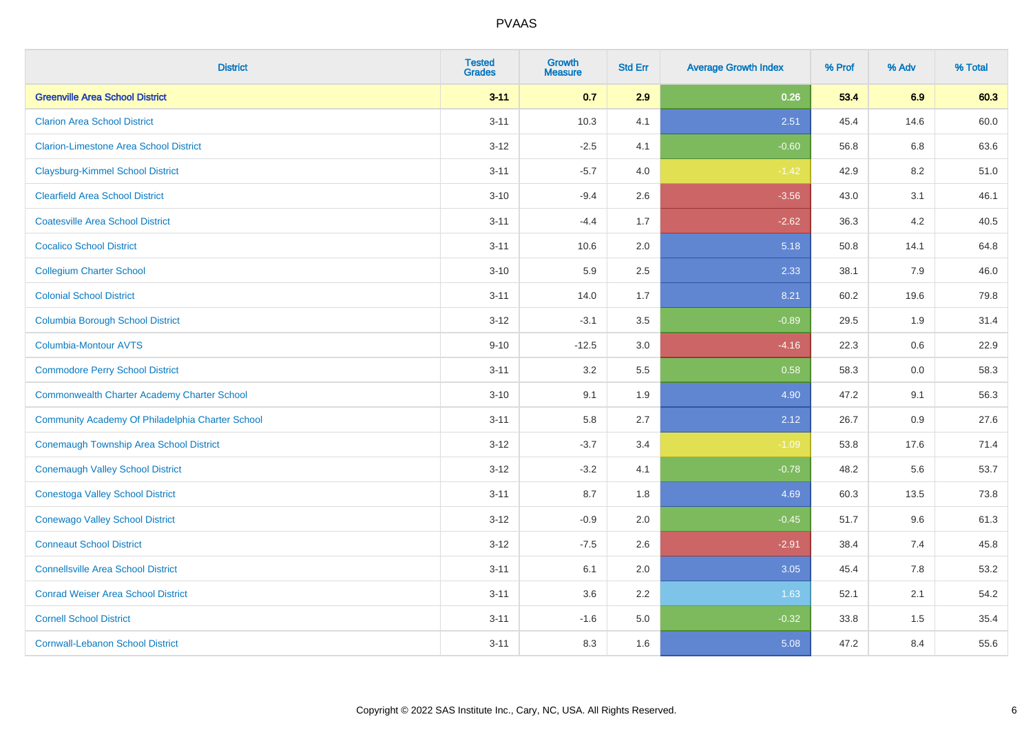| District | Tested Grades | Growth Measure | Std Err | Average Growth Index | % Prof | % Adv | % Total |
|---|---|---|---|---|---|---|---|
| **Greenville Area School District** | **3-11** | **0.7** | **2.9** | **0.26** | **53.4** | **6.9** | **60.3** |
| Clarion Area School District | 3-11 | 10.3 | 4.1 | 2.51 | 45.4 | 14.6 | 60.0 |
| Clarion-Limestone Area School District | 3-12 | -2.5 | 4.1 | -0.60 | 56.8 | 6.8 | 63.6 |
| Claysburg-Kimmel School District | 3-11 | -5.7 | 4.0 | -1.42 | 42.9 | 8.2 | 51.0 |
| Clearfield Area School District | 3-10 | -9.4 | 2.6 | -3.56 | 43.0 | 3.1 | 46.1 |
| Coatesville Area School District | 3-11 | -4.4 | 1.7 | -2.62 | 36.3 | 4.2 | 40.5 |
| Cocalico School District | 3-11 | 10.6 | 2.0 | 5.18 | 50.8 | 14.1 | 64.8 |
| Collegium Charter School | 3-10 | 5.9 | 2.5 | 2.33 | 38.1 | 7.9 | 46.0 |
| Colonial School District | 3-11 | 14.0 | 1.7 | 8.21 | 60.2 | 19.6 | 79.8 |
| Columbia Borough School District | 3-12 | -3.1 | 3.5 | -0.89 | 29.5 | 1.9 | 31.4 |
| Columbia-Montour AVTS | 9-10 | -12.5 | 3.0 | -4.16 | 22.3 | 0.6 | 22.9 |
| Commodore Perry School District | 3-11 | 3.2 | 5.5 | 0.58 | 58.3 | 0.0 | 58.3 |
| Commonwealth Charter Academy Charter School | 3-10 | 9.1 | 1.9 | 4.90 | 47.2 | 9.1 | 56.3 |
| Community Academy Of Philadelphia Charter School | 3-11 | 5.8 | 2.7 | 2.12 | 26.7 | 0.9 | 27.6 |
| Conemaugh Township Area School District | 3-12 | -3.7 | 3.4 | -1.09 | 53.8 | 17.6 | 71.4 |
| Conemaugh Valley School District | 3-12 | -3.2 | 4.1 | -0.78 | 48.2 | 5.6 | 53.7 |
| Conestoga Valley School District | 3-11 | 8.7 | 1.8 | 4.69 | 60.3 | 13.5 | 73.8 |
| Conewago Valley School District | 3-12 | -0.9 | 2.0 | -0.45 | 51.7 | 9.6 | 61.3 |
| Conneaut School District | 3-12 | -7.5 | 2.6 | -2.91 | 38.4 | 7.4 | 45.8 |
| Connellsville Area School District | 3-11 | 6.1 | 2.0 | 3.05 | 45.4 | 7.8 | 53.2 |
| Conrad Weiser Area School District | 3-11 | 3.6 | 2.2 | 1.63 | 52.1 | 2.1 | 54.2 |
| Cornell School District | 3-11 | -1.6 | 5.0 | -0.32 | 33.8 | 1.5 | 35.4 |
| Cornwall-Lebanon School District | 3-11 | 8.3 | 1.6 | 5.08 | 47.2 | 8.4 | 55.6 |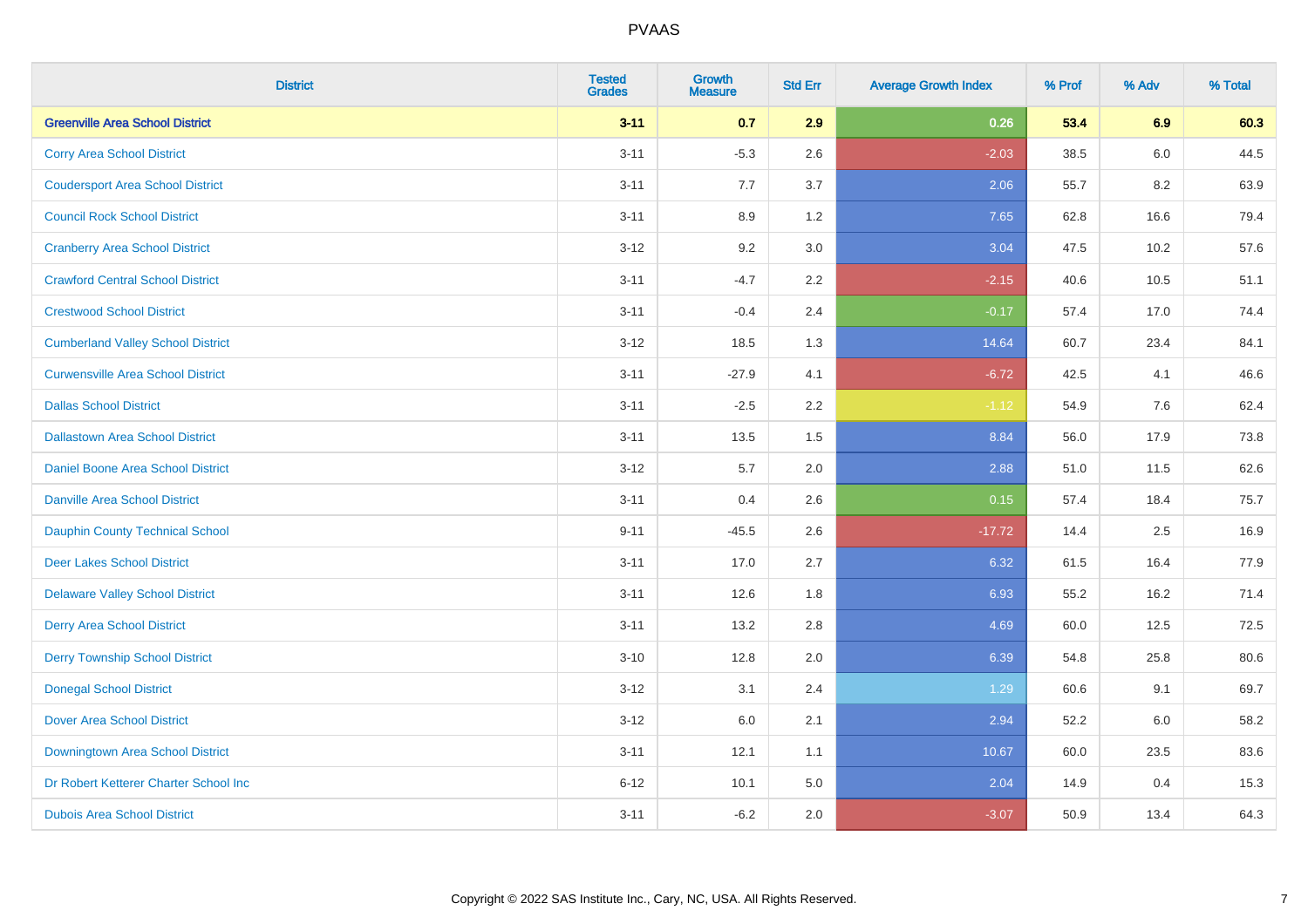| District | Tested Grades | Growth Measure | Std Err | Average Growth Index | % Prof | % Adv | % Total |
|---|---|---|---|---|---|---|---|
| **Greenville Area School District** | **3-11** | **0.7** | **2.9** | **0.26** | **53.4** | **6.9** | **60.3** |
| Corry Area School District | 3-11 | -5.3 | 2.6 | -2.03 | 38.5 | 6.0 | 44.5 |
| Coudersport Area School District | 3-11 | 7.7 | 3.7 | 2.06 | 55.7 | 8.2 | 63.9 |
| Council Rock School District | 3-11 | 8.9 | 1.2 | 7.65 | 62.8 | 16.6 | 79.4 |
| Cranberry Area School District | 3-12 | 9.2 | 3.0 | 3.04 | 47.5 | 10.2 | 57.6 |
| Crawford Central School District | 3-11 | -4.7 | 2.2 | -2.15 | 40.6 | 10.5 | 51.1 |
| Crestwood School District | 3-11 | -0.4 | 2.4 | -0.17 | 57.4 | 17.0 | 74.4 |
| Cumberland Valley School District | 3-12 | 18.5 | 1.3 | 14.64 | 60.7 | 23.4 | 84.1 |
| Curwensville Area School District | 3-11 | -27.9 | 4.1 | -6.72 | 42.5 | 4.1 | 46.6 |
| Dallas School District | 3-11 | -2.5 | 2.2 | -1.12 | 54.9 | 7.6 | 62.4 |
| Dallastown Area School District | 3-11 | 13.5 | 1.5 | 8.84 | 56.0 | 17.9 | 73.8 |
| Daniel Boone Area School District | 3-12 | 5.7 | 2.0 | 2.88 | 51.0 | 11.5 | 62.6 |
| Danville Area School District | 3-11 | 0.4 | 2.6 | 0.15 | 57.4 | 18.4 | 75.7 |
| Dauphin County Technical School | 9-11 | -45.5 | 2.6 | -17.72 | 14.4 | 2.5 | 16.9 |
| Deer Lakes School District | 3-11 | 17.0 | 2.7 | 6.32 | 61.5 | 16.4 | 77.9 |
| Delaware Valley School District | 3-11 | 12.6 | 1.8 | 6.93 | 55.2 | 16.2 | 71.4 |
| Derry Area School District | 3-11 | 13.2 | 2.8 | 4.69 | 60.0 | 12.5 | 72.5 |
| Derry Township School District | 3-10 | 12.8 | 2.0 | 6.39 | 54.8 | 25.8 | 80.6 |
| Donegal School District | 3-12 | 3.1 | 2.4 | 1.29 | 60.6 | 9.1 | 69.7 |
| Dover Area School District | 3-12 | 6.0 | 2.1 | 2.94 | 52.2 | 6.0 | 58.2 |
| Downingtown Area School District | 3-11 | 12.1 | 1.1 | 10.67 | 60.0 | 23.5 | 83.6 |
| Dr Robert Ketterer Charter School Inc | 6-12 | 10.1 | 5.0 | 2.04 | 14.9 | 0.4 | 15.3 |
| Dubois Area School District | 3-11 | -6.2 | 2.0 | -3.07 | 50.9 | 13.4 | 64.3 |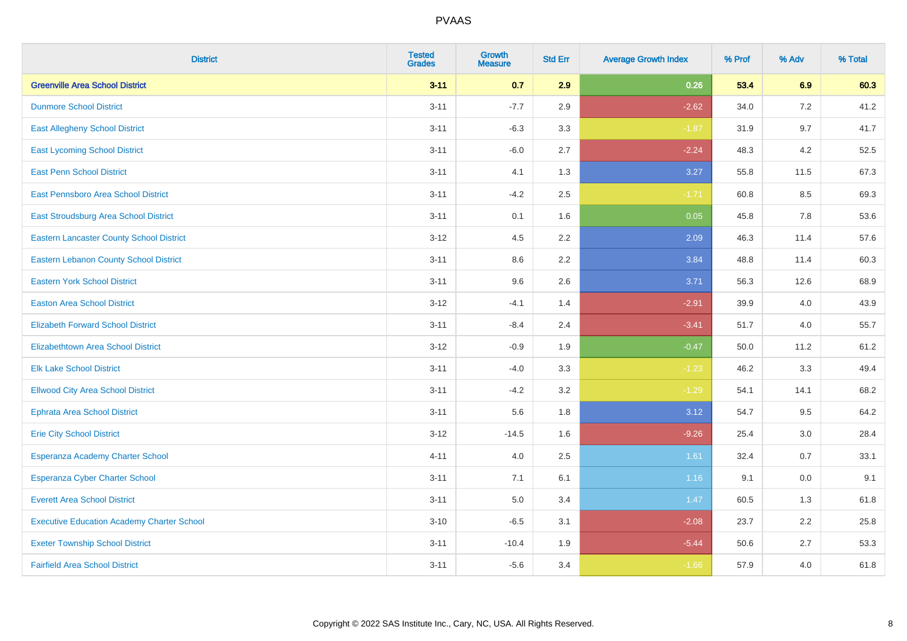| District | Tested Grades | Growth Measure | Std Err | Average Growth Index | % Prof | % Adv | % Total |
|---|---|---|---|---|---|---|---|
| **Greenville Area School District** | **3-11** | **0.7** | **2.9** | **0.26** | **53.4** | **6.9** | **60.3** |
| Dunmore School District | 3-11 | -7.7 | 2.9 | -2.62 | 34.0 | 7.2 | 41.2 |
| East Allegheny School District | 3-11 | -6.3 | 3.3 | -1.87 | 31.9 | 9.7 | 41.7 |
| East Lycoming School District | 3-11 | -6.0 | 2.7 | -2.24 | 48.3 | 4.2 | 52.5 |
| East Penn School District | 3-11 | 4.1 | 1.3 | 3.27 | 55.8 | 11.5 | 67.3 |
| East Pennsboro Area School District | 3-11 | -4.2 | 2.5 | -1.71 | 60.8 | 8.5 | 69.3 |
| East Stroudsburg Area School District | 3-11 | 0.1 | 1.6 | 0.05 | 45.8 | 7.8 | 53.6 |
| Eastern Lancaster County School District | 3-12 | 4.5 | 2.2 | 2.09 | 46.3 | 11.4 | 57.6 |
| Eastern Lebanon County School District | 3-11 | 8.6 | 2.2 | 3.84 | 48.8 | 11.4 | 60.3 |
| Eastern York School District | 3-11 | 9.6 | 2.6 | 3.71 | 56.3 | 12.6 | 68.9 |
| Easton Area School District | 3-12 | -4.1 | 1.4 | -2.91 | 39.9 | 4.0 | 43.9 |
| Elizabeth Forward School District | 3-11 | -8.4 | 2.4 | -3.41 | 51.7 | 4.0 | 55.7 |
| Elizabethtown Area School District | 3-12 | -0.9 | 1.9 | -0.47 | 50.0 | 11.2 | 61.2 |
| Elk Lake School District | 3-11 | -4.0 | 3.3 | -1.23 | 46.2 | 3.3 | 49.4 |
| Ellwood City Area School District | 3-11 | -4.2 | 3.2 | -1.29 | 54.1 | 14.1 | 68.2 |
| Ephrata Area School District | 3-11 | 5.6 | 1.8 | 3.12 | 54.7 | 9.5 | 64.2 |
| Erie City School District | 3-12 | -14.5 | 1.6 | -9.26 | 25.4 | 3.0 | 28.4 |
| Esperanza Academy Charter School | 4-11 | 4.0 | 2.5 | 1.61 | 32.4 | 0.7 | 33.1 |
| Esperanza Cyber Charter School | 3-11 | 7.1 | 6.1 | 1.16 | 9.1 | 0.0 | 9.1 |
| Everett Area School District | 3-11 | 5.0 | 3.4 | 1.47 | 60.5 | 1.3 | 61.8 |
| Executive Education Academy Charter School | 3-10 | -6.5 | 3.1 | -2.08 | 23.7 | 2.2 | 25.8 |
| Exeter Township School District | 3-11 | -10.4 | 1.9 | -5.44 | 50.6 | 2.7 | 53.3 |
| Fairfield Area School District | 3-11 | -5.6 | 3.4 | -1.66 | 57.9 | 4.0 | 61.8 |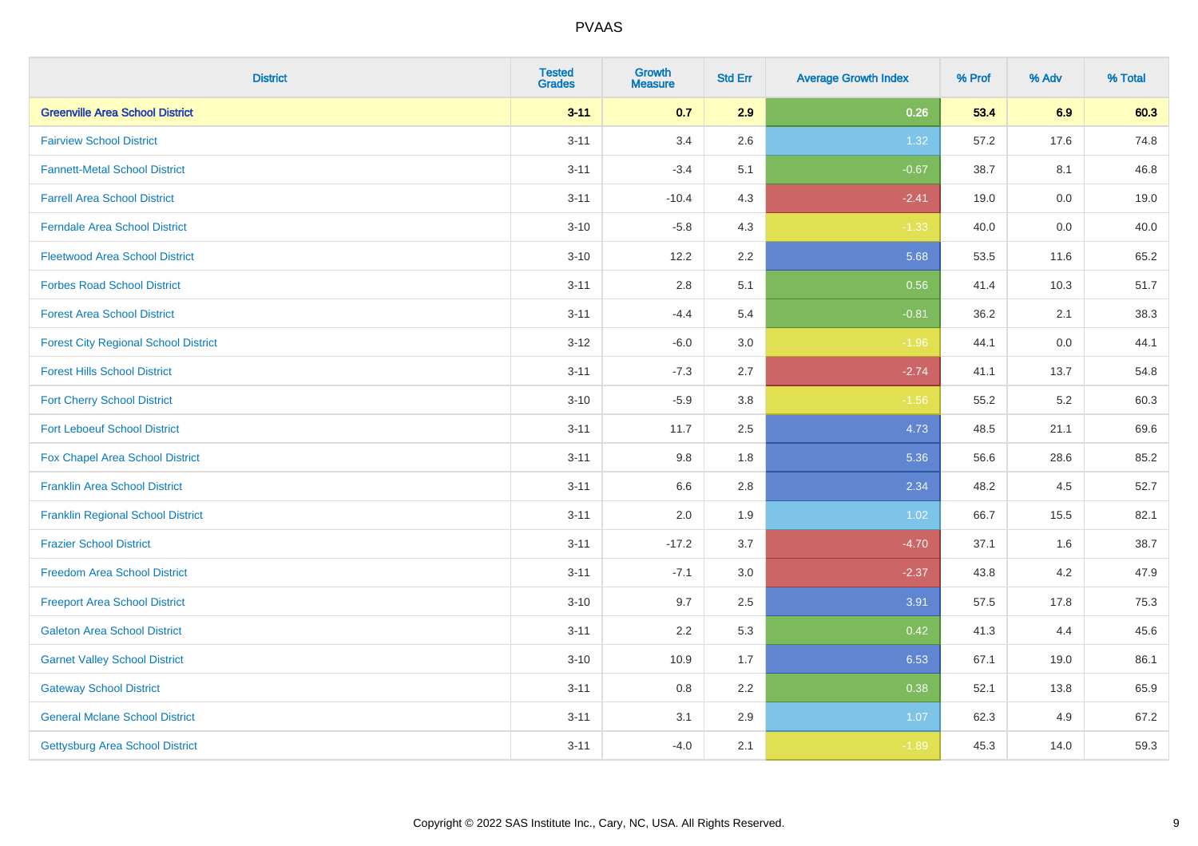| District | Tested Grades | Growth Measure | Std Err | Average Growth Index | % Prof | % Adv | % Total |
|---|---|---|---|---|---|---|---|
| **Greenville Area School District** | **3-11** | **0.7** | **2.9** | **0.26** | **53.4** | **6.9** | **60.3** |
| Fairview School District | 3-11 | 3.4 | 2.6 | 1.32 | 57.2 | 17.6 | 74.8 |
| Fannett-Metal School District | 3-11 | -3.4 | 5.1 | -0.67 | 38.7 | 8.1 | 46.8 |
| Farrell Area School District | 3-11 | -10.4 | 4.3 | -2.41 | 19.0 | 0.0 | 19.0 |
| Ferndale Area School District | 3-10 | -5.8 | 4.3 | -1.33 | 40.0 | 0.0 | 40.0 |
| Fleetwood Area School District | 3-10 | 12.2 | 2.2 | 5.68 | 53.5 | 11.6 | 65.2 |
| Forbes Road School District | 3-11 | 2.8 | 5.1 | 0.56 | 41.4 | 10.3 | 51.7 |
| Forest Area School District | 3-11 | -4.4 | 5.4 | -0.81 | 36.2 | 2.1 | 38.3 |
| Forest City Regional School District | 3-12 | -6.0 | 3.0 | -1.96 | 44.1 | 0.0 | 44.1 |
| Forest Hills School District | 3-11 | -7.3 | 2.7 | -2.74 | 41.1 | 13.7 | 54.8 |
| Fort Cherry School District | 3-10 | -5.9 | 3.8 | -1.56 | 55.2 | 5.2 | 60.3 |
| Fort Leboeuf School District | 3-11 | 11.7 | 2.5 | 4.73 | 48.5 | 21.1 | 69.6 |
| Fox Chapel Area School District | 3-11 | 9.8 | 1.8 | 5.36 | 56.6 | 28.6 | 85.2 |
| Franklin Area School District | 3-11 | 6.6 | 2.8 | 2.34 | 48.2 | 4.5 | 52.7 |
| Franklin Regional School District | 3-11 | 2.0 | 1.9 | 1.02 | 66.7 | 15.5 | 82.1 |
| Frazier School District | 3-11 | -17.2 | 3.7 | -4.70 | 37.1 | 1.6 | 38.7 |
| Freedom Area School District | 3-11 | -7.1 | 3.0 | -2.37 | 43.8 | 4.2 | 47.9 |
| Freeport Area School District | 3-10 | 9.7 | 2.5 | 3.91 | 57.5 | 17.8 | 75.3 |
| Galeton Area School District | 3-11 | 2.2 | 5.3 | 0.42 | 41.3 | 4.4 | 45.6 |
| Garnet Valley School District | 3-10 | 10.9 | 1.7 | 6.53 | 67.1 | 19.0 | 86.1 |
| Gateway School District | 3-11 | 0.8 | 2.2 | 0.38 | 52.1 | 13.8 | 65.9 |
| General Mclane School District | 3-11 | 3.1 | 2.9 | 1.07 | 62.3 | 4.9 | 67.2 |
| Gettysburg Area School District | 3-11 | -4.0 | 2.1 | -1.89 | 45.3 | 14.0 | 59.3 |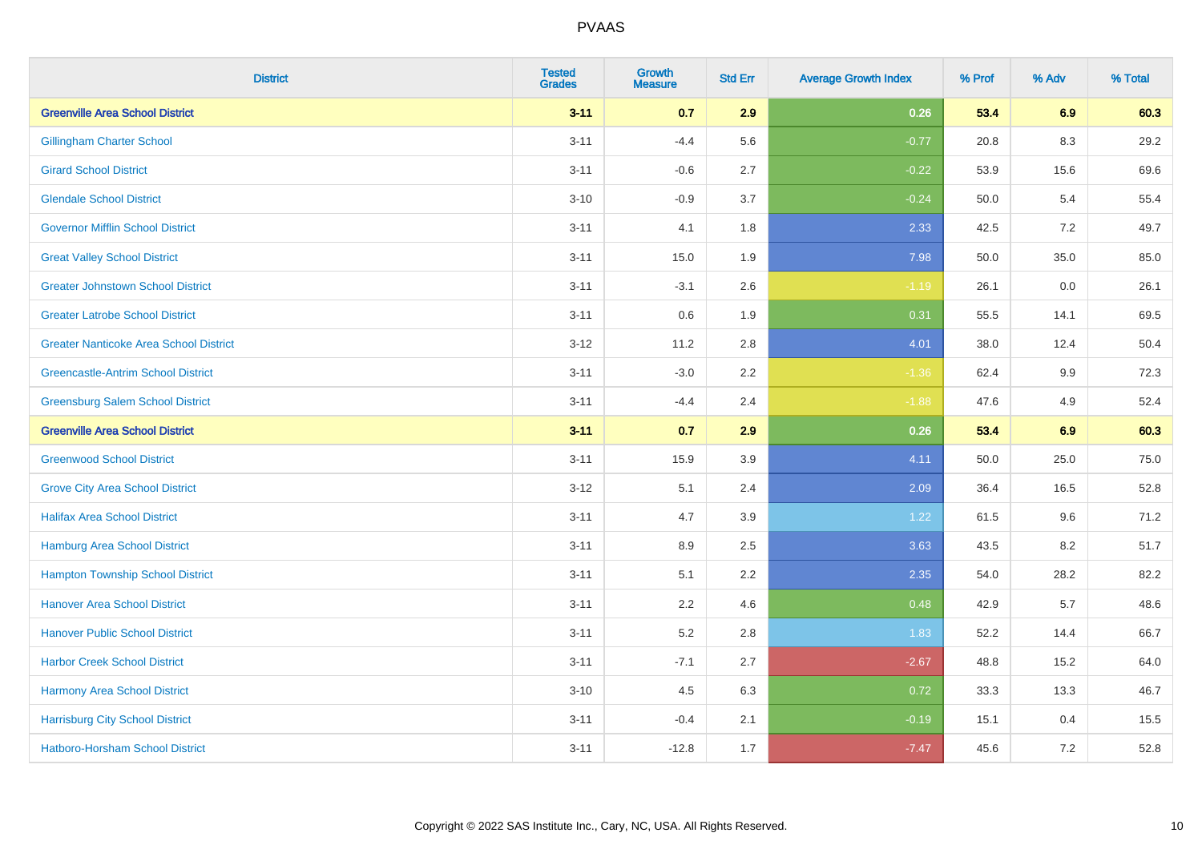| District | Tested Grades | Growth Measure | Std Err | Average Growth Index | % Prof | % Adv | % Total |
|---|---|---|---|---|---|---|---|
| **Greenville Area School District** | **3-11** | **0.7** | **2.9** | **0.26** | **53.4** | **6.9** | **60.3** |
| Gillingham Charter School | 3-11 | -4.4 | 5.6 | -0.77 | 20.8 | 8.3 | 29.2 |
| Girard School District | 3-11 | -0.6 | 2.7 | -0.22 | 53.9 | 15.6 | 69.6 |
| Glendale School District | 3-10 | -0.9 | 3.7 | -0.24 | 50.0 | 5.4 | 55.4 |
| Governor Mifflin School District | 3-11 | 4.1 | 1.8 | 2.33 | 42.5 | 7.2 | 49.7 |
| Great Valley School District | 3-11 | 15.0 | 1.9 | 7.98 | 50.0 | 35.0 | 85.0 |
| Greater Johnstown School District | 3-11 | -3.1 | 2.6 | -1.19 | 26.1 | 0.0 | 26.1 |
| Greater Latrobe School District | 3-11 | 0.6 | 1.9 | 0.31 | 55.5 | 14.1 | 69.5 |
| Greater Nanticoke Area School District | 3-12 | 11.2 | 2.8 | 4.01 | 38.0 | 12.4 | 50.4 |
| Greencastle-Antrim School District | 3-11 | -3.0 | 2.2 | -1.36 | 62.4 | 9.9 | 72.3 |
| Greensburg Salem School District | 3-11 | -4.4 | 2.4 | -1.88 | 47.6 | 4.9 | 52.4 |
| **Greenville Area School District** | **3-11** | **0.7** | **2.9** | **0.26** | **53.4** | **6.9** | **60.3** |
| Greenwood School District | 3-11 | 15.9 | 3.9 | 4.11 | 50.0 | 25.0 | 75.0 |
| Grove City Area School District | 3-12 | 5.1 | 2.4 | 2.09 | 36.4 | 16.5 | 52.8 |
| Halifax Area School District | 3-11 | 4.7 | 3.9 | 1.22 | 61.5 | 9.6 | 71.2 |
| Hamburg Area School District | 3-11 | 8.9 | 2.5 | 3.63 | 43.5 | 8.2 | 51.7 |
| Hampton Township School District | 3-11 | 5.1 | 2.2 | 2.35 | 54.0 | 28.2 | 82.2 |
| Hanover Area School District | 3-11 | 2.2 | 4.6 | 0.48 | 42.9 | 5.7 | 48.6 |
| Hanover Public School District | 3-11 | 5.2 | 2.8 | 1.83 | 52.2 | 14.4 | 66.7 |
| Harbor Creek School District | 3-11 | -7.1 | 2.7 | -2.67 | 48.8 | 15.2 | 64.0 |
| Harmony Area School District | 3-10 | 4.5 | 6.3 | 0.72 | 33.3 | 13.3 | 46.7 |
| Harrisburg City School District | 3-11 | -0.4 | 2.1 | -0.19 | 15.1 | 0.4 | 15.5 |
| Hatboro-Horsham School District | 3-11 | -12.8 | 1.7 | -7.47 | 45.6 | 7.2 | 52.8 |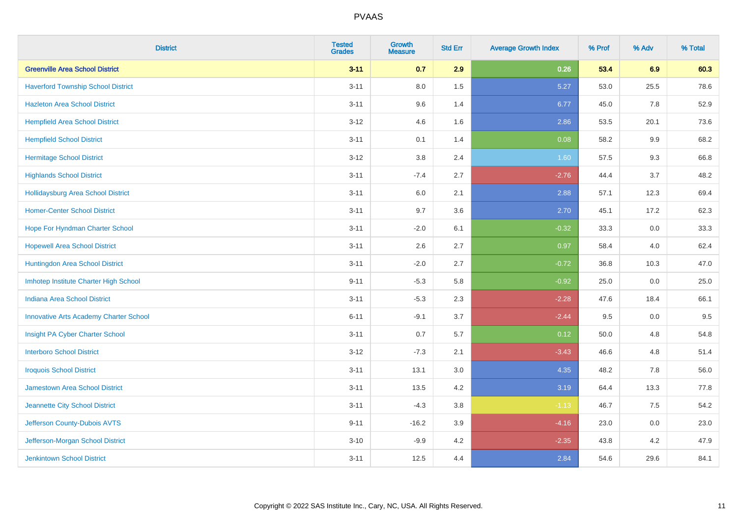# PVAAS

| District | Tested Grades | Growth Measure | Std Err | Average Growth Index | % Prof | % Adv | % Total |
|---|---|---|---|---|---|---|---|
| **Greenville Area School District** | **3-11** | **0.7** | **2.9** | **0.26** | **53.4** | **6.9** | **60.3** |
| Haverford Township School District | 3-11 | 8.0 | 1.5 | 5.27 | 53.0 | 25.5 | 78.6 |
| Hazleton Area School District | 3-11 | 9.6 | 1.4 | 6.77 | 45.0 | 7.8 | 52.9 |
| Hempfield Area School District | 3-12 | 4.6 | 1.6 | 2.86 | 53.5 | 20.1 | 73.6 |
| Hempfield School District | 3-11 | 0.1 | 1.4 | 0.08 | 58.2 | 9.9 | 68.2 |
| Hermitage School District | 3-12 | 3.8 | 2.4 | 1.60 | 57.5 | 9.3 | 66.8 |
| Highlands School District | 3-11 | -7.4 | 2.7 | -2.76 | 44.4 | 3.7 | 48.2 |
| Hollidaysburg Area School District | 3-11 | 6.0 | 2.1 | 2.88 | 57.1 | 12.3 | 69.4 |
| Homer-Center School District | 3-11 | 9.7 | 3.6 | 2.70 | 45.1 | 17.2 | 62.3 |
| Hope For Hyndman Charter School | 3-11 | -2.0 | 6.1 | -0.32 | 33.3 | 0.0 | 33.3 |
| Hopewell Area School District | 3-11 | 2.6 | 2.7 | 0.97 | 58.4 | 4.0 | 62.4 |
| Huntingdon Area School District | 3-11 | -2.0 | 2.7 | -0.72 | 36.8 | 10.3 | 47.0 |
| Imhotep Institute Charter High School | 9-11 | -5.3 | 5.8 | -0.92 | 25.0 | 0.0 | 25.0 |
| Indiana Area School District | 3-11 | -5.3 | 2.3 | -2.28 | 47.6 | 18.4 | 66.1 |
| Innovative Arts Academy Charter School | 6-11 | -9.1 | 3.7 | -2.44 | 9.5 | 0.0 | 9.5 |
| Insight PA Cyber Charter School | 3-11 | 0.7 | 5.7 | 0.12 | 50.0 | 4.8 | 54.8 |
| Interboro School District | 3-12 | -7.3 | 2.1 | -3.43 | 46.6 | 4.8 | 51.4 |
| Iroquois School District | 3-11 | 13.1 | 3.0 | 4.35 | 48.2 | 7.8 | 56.0 |
| Jamestown Area School District | 3-11 | 13.5 | 4.2 | 3.19 | 64.4 | 13.3 | 77.8 |
| Jeannette City School District | 3-11 | -4.3 | 3.8 | -1.13 | 46.7 | 7.5 | 54.2 |
| Jefferson County-Dubois AVTS | 9-11 | -16.2 | 3.9 | -4.16 | 23.0 | 0.0 | 23.0 |
| Jefferson-Morgan School District | 3-10 | -9.9 | 4.2 | -2.35 | 43.8 | 4.2 | 47.9 |
| Jenkintown School District | 3-11 | 12.5 | 4.4 | 2.84 | 54.6 | 29.6 | 84.1 |

Copyright © 2022 SAS Institute Inc., Cary, NC, USA. All Rights Reserved.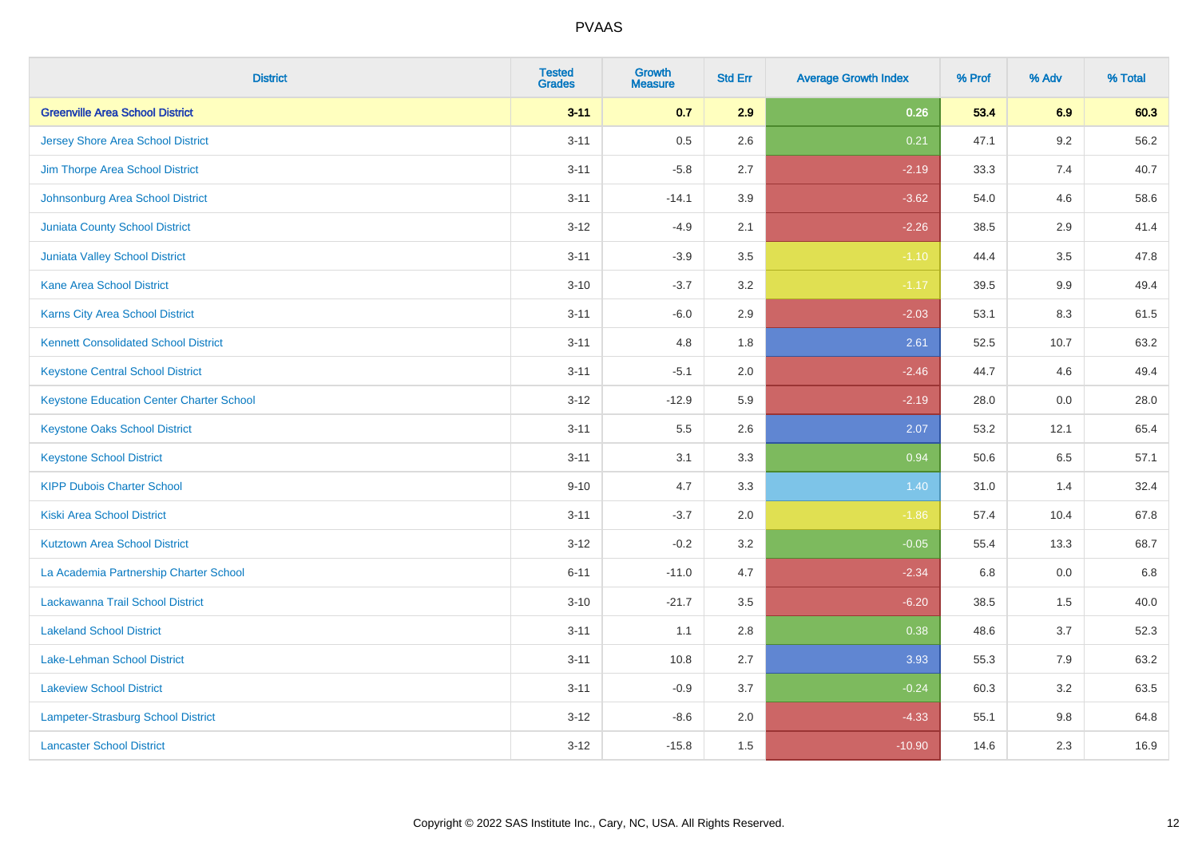# PVAAS

| District | Tested Grades | Growth Measure | Std Err | Average Growth Index | % Prof | % Adv | % Total |
|---|---|---|---|---|---|---|---|
| **Greenville Area School District** | **3-11** | **0.7** | **2.9** | **0.26** | **53.4** | **6.9** | **60.3** |
| Jersey Shore Area School District | 3-11 | 0.5 | 2.6 | 0.21 | 47.1 | 9.2 | 56.2 |
| Jim Thorpe Area School District | 3-11 | -5.8 | 2.7 | -2.19 | 33.3 | 7.4 | 40.7 |
| Johnsonburg Area School District | 3-11 | -14.1 | 3.9 | -3.62 | 54.0 | 4.6 | 58.6 |
| Juniata County School District | 3-12 | -4.9 | 2.1 | -2.26 | 38.5 | 2.9 | 41.4 |
| Juniata Valley School District | 3-11 | -3.9 | 3.5 | -1.10 | 44.4 | 3.5 | 47.8 |
| Kane Area School District | 3-10 | -3.7 | 3.2 | -1.17 | 39.5 | 9.9 | 49.4 |
| Karns City Area School District | 3-11 | -6.0 | 2.9 | -2.03 | 53.1 | 8.3 | 61.5 |
| Kennett Consolidated School District | 3-11 | 4.8 | 1.8 | 2.61 | 52.5 | 10.7 | 63.2 |
| Keystone Central School District | 3-11 | -5.1 | 2.0 | -2.46 | 44.7 | 4.6 | 49.4 |
| Keystone Education Center Charter School | 3-12 | -12.9 | 5.9 | -2.19 | 28.0 | 0.0 | 28.0 |
| Keystone Oaks School District | 3-11 | 5.5 | 2.6 | 2.07 | 53.2 | 12.1 | 65.4 |
| Keystone School District | 3-11 | 3.1 | 3.3 | 0.94 | 50.6 | 6.5 | 57.1 |
| KIPP Dubois Charter School | 9-10 | 4.7 | 3.3 | 1.40 | 31.0 | 1.4 | 32.4 |
| Kiski Area School District | 3-11 | -3.7 | 2.0 | -1.86 | 57.4 | 10.4 | 67.8 |
| Kutztown Area School District | 3-12 | -0.2 | 3.2 | -0.05 | 55.4 | 13.3 | 68.7 |
| La Academia Partnership Charter School | 6-11 | -11.0 | 4.7 | -2.34 | 6.8 | 0.0 | 6.8 |
| Lackawanna Trail School District | 3-10 | -21.7 | 3.5 | -6.20 | 38.5 | 1.5 | 40.0 |
| Lakeland School District | 3-11 | 1.1 | 2.8 | 0.38 | 48.6 | 3.7 | 52.3 |
| Lake-Lehman School District | 3-11 | 10.8 | 2.7 | 3.93 | 55.3 | 7.9 | 63.2 |
| Lakeview School District | 3-11 | -0.9 | 3.7 | -0.24 | 60.3 | 3.2 | 63.5 |
| Lampeter-Strasburg School District | 3-12 | -8.6 | 2.0 | -4.33 | 55.1 | 9.8 | 64.8 |
| Lancaster School District | 3-12 | -15.8 | 1.5 | -10.90 | 14.6 | 2.3 | 16.9 |

Copyright © 2022 SAS Institute Inc., Cary, NC, USA. All Rights Reserved.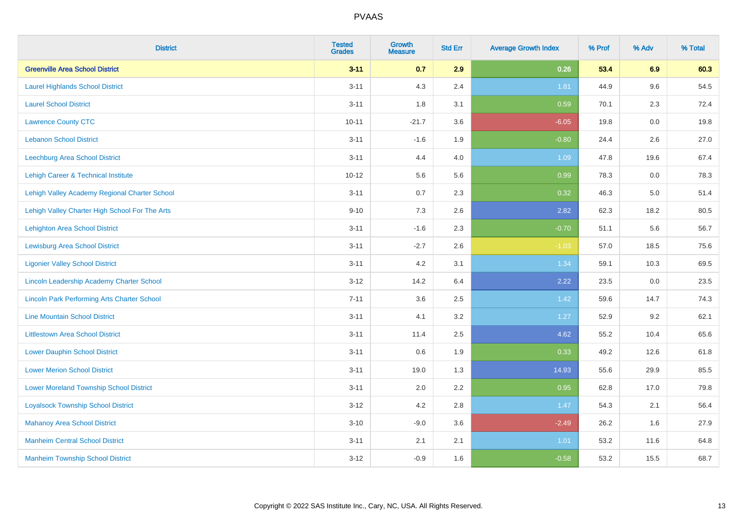| District | Tested Grades | Growth Measure | Std Err | Average Growth Index | % Prof | % Adv | % Total |
|---|---|---|---|---|---|---|---|
| **Greenville Area School District** | **3-11** | **0.7** | **2.9** | **0.26** | **53.4** | **6.9** | **60.3** |
| Laurel Highlands School District | 3-11 | 4.3 | 2.4 | 1.81 | 44.9 | 9.6 | 54.5 |
| Laurel School District | 3-11 | 1.8 | 3.1 | 0.59 | 70.1 | 2.3 | 72.4 |
| Lawrence County CTC | 10-11 | -21.7 | 3.6 | -6.05 | 19.8 | 0.0 | 19.8 |
| Lebanon School District | 3-11 | -1.6 | 1.9 | -0.80 | 24.4 | 2.6 | 27.0 |
| Leechburg Area School District | 3-11 | 4.4 | 4.0 | 1.09 | 47.8 | 19.6 | 67.4 |
| Lehigh Career & Technical Institute | 10-12 | 5.6 | 5.6 | 0.99 | 78.3 | 0.0 | 78.3 |
| Lehigh Valley Academy Regional Charter School | 3-11 | 0.7 | 2.3 | 0.32 | 46.3 | 5.0 | 51.4 |
| Lehigh Valley Charter High School For The Arts | 9-10 | 7.3 | 2.6 | 2.82 | 62.3 | 18.2 | 80.5 |
| Lehighton Area School District | 3-11 | -1.6 | 2.3 | -0.70 | 51.1 | 5.6 | 56.7 |
| Lewisburg Area School District | 3-11 | -2.7 | 2.6 | -1.03 | 57.0 | 18.5 | 75.6 |
| Ligonier Valley School District | 3-11 | 4.2 | 3.1 | 1.34 | 59.1 | 10.3 | 69.5 |
| Lincoln Leadership Academy Charter School | 3-12 | 14.2 | 6.4 | 2.22 | 23.5 | 0.0 | 23.5 |
| Lincoln Park Performing Arts Charter School | 7-11 | 3.6 | 2.5 | 1.42 | 59.6 | 14.7 | 74.3 |
| Line Mountain School District | 3-11 | 4.1 | 3.2 | 1.27 | 52.9 | 9.2 | 62.1 |
| Littlestown Area School District | 3-11 | 11.4 | 2.5 | 4.62 | 55.2 | 10.4 | 65.6 |
| Lower Dauphin School District | 3-11 | 0.6 | 1.9 | 0.33 | 49.2 | 12.6 | 61.8 |
| Lower Merion School District | 3-11 | 19.0 | 1.3 | 14.93 | 55.6 | 29.9 | 85.5 |
| Lower Moreland Township School District | 3-11 | 2.0 | 2.2 | 0.95 | 62.8 | 17.0 | 79.8 |
| Loyalsock Township School District | 3-12 | 4.2 | 2.8 | 1.47 | 54.3 | 2.1 | 56.4 |
| Mahanoy Area School District | 3-10 | -9.0 | 3.6 | -2.49 | 26.2 | 1.6 | 27.9 |
| Manheim Central School District | 3-11 | 2.1 | 2.1 | 1.01 | 53.2 | 11.6 | 64.8 |
| Manheim Township School District | 3-12 | -0.9 | 1.6 | -0.58 | 53.2 | 15.5 | 68.7 |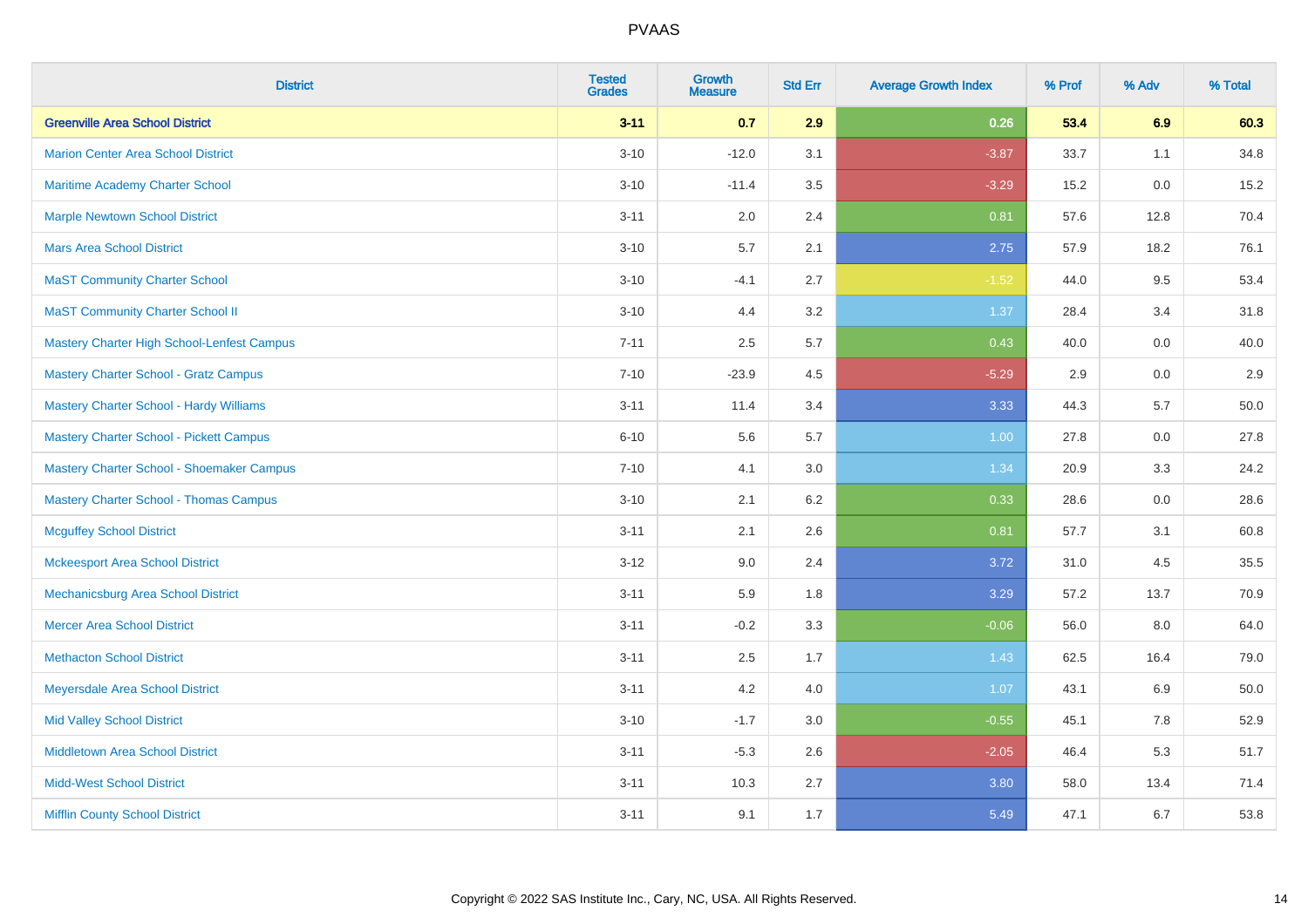# PVAAS

| District | Tested Grades | Growth Measure | Std Err | Average Growth Index | % Prof | % Adv | % Total |
|---|---|---|---|---|---|---|---|
| **Greenville Area School District** | **3-11** | **0.7** | **2.9** | **0.26** | **53.4** | **6.9** | **60.3** |
| Marion Center Area School District | 3-10 | -12.0 | 3.1 | -3.87 | 33.7 | 1.1 | 34.8 |
| Maritime Academy Charter School | 3-10 | -11.4 | 3.5 | -3.29 | 15.2 | 0.0 | 15.2 |
| Marple Newtown School District | 3-11 | 2.0 | 2.4 | 0.81 | 57.6 | 12.8 | 70.4 |
| Mars Area School District | 3-10 | 5.7 | 2.1 | 2.75 | 57.9 | 18.2 | 76.1 |
| MaST Community Charter School | 3-10 | -4.1 | 2.7 | -1.52 | 44.0 | 9.5 | 53.4 |
| MaST Community Charter School II | 3-10 | 4.4 | 3.2 | 1.37 | 28.4 | 3.4 | 31.8 |
| Mastery Charter High School-Lenfest Campus | 7-11 | 2.5 | 5.7 | 0.43 | 40.0 | 0.0 | 40.0 |
| Mastery Charter School - Gratz Campus | 7-10 | -23.9 | 4.5 | -5.29 | 2.9 | 0.0 | 2.9 |
| Mastery Charter School - Hardy Williams | 3-11 | 11.4 | 3.4 | 3.33 | 44.3 | 5.7 | 50.0 |
| Mastery Charter School - Pickett Campus | 6-10 | 5.6 | 5.7 | 1.00 | 27.8 | 0.0 | 27.8 |
| Mastery Charter School - Shoemaker Campus | 7-10 | 4.1 | 3.0 | 1.34 | 20.9 | 3.3 | 24.2 |
| Mastery Charter School - Thomas Campus | 3-10 | 2.1 | 6.2 | 0.33 | 28.6 | 0.0 | 28.6 |
| Mcguffey School District | 3-11 | 2.1 | 2.6 | 0.81 | 57.7 | 3.1 | 60.8 |
| Mckeesport Area School District | 3-12 | 9.0 | 2.4 | 3.72 | 31.0 | 4.5 | 35.5 |
| Mechanicsburg Area School District | 3-11 | 5.9 | 1.8 | 3.29 | 57.2 | 13.7 | 70.9 |
| Mercer Area School District | 3-11 | -0.2 | 3.3 | -0.06 | 56.0 | 8.0 | 64.0 |
| Methacton School District | 3-11 | 2.5 | 1.7 | 1.43 | 62.5 | 16.4 | 79.0 |
| Meyersdale Area School District | 3-11 | 4.2 | 4.0 | 1.07 | 43.1 | 6.9 | 50.0 |
| Mid Valley School District | 3-10 | -1.7 | 3.0 | -0.55 | 45.1 | 7.8 | 52.9 |
| Middletown Area School District | 3-11 | -5.3 | 2.6 | -2.05 | 46.4 | 5.3 | 51.7 |
| Midd-West School District | 3-11 | 10.3 | 2.7 | 3.80 | 58.0 | 13.4 | 71.4 |
| Mifflin County School District | 3-11 | 9.1 | 1.7 | 5.49 | 47.1 | 6.7 | 53.8 |

Copyright © 2022 SAS Institute Inc., Cary, NC, USA. All Rights Reserved.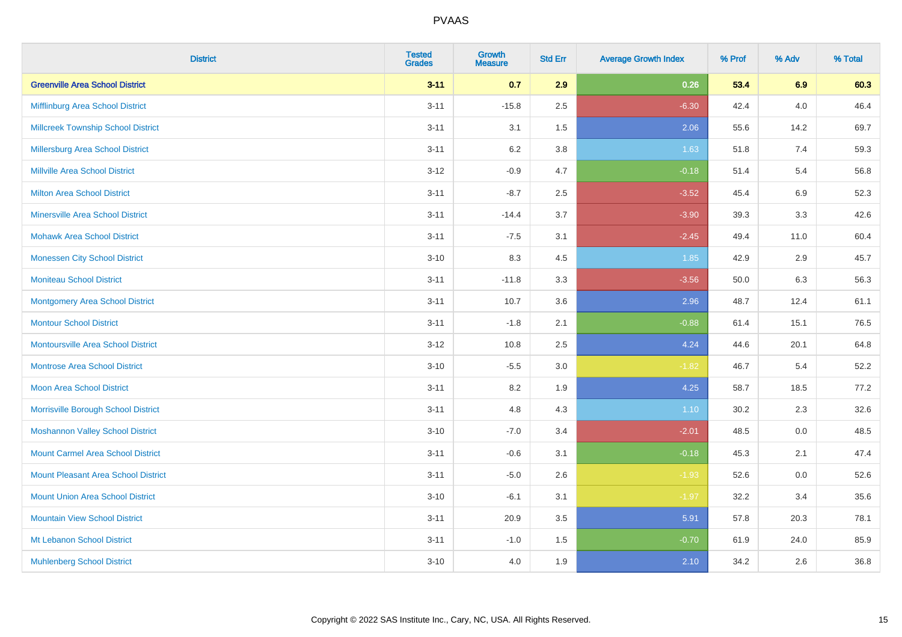| District | Tested Grades | Growth Measure | Std Err | Average Growth Index | % Prof | % Adv | % Total |
|---|---|---|---|---|---|---|---|
| **Greenville Area School District** | **3-11** | **0.7** | **2.9** | **0.26** | **53.4** | **6.9** | **60.3** |
| Mifflinburg Area School District | 3-11 | -15.8 | 2.5 | -6.30 | 42.4 | 4.0 | 46.4 |
| Millcreek Township School District | 3-11 | 3.1 | 1.5 | 2.06 | 55.6 | 14.2 | 69.7 |
| Millersburg Area School District | 3-11 | 6.2 | 3.8 | 1.63 | 51.8 | 7.4 | 59.3 |
| Millville Area School District | 3-12 | -0.9 | 4.7 | -0.18 | 51.4 | 5.4 | 56.8 |
| Milton Area School District | 3-11 | -8.7 | 2.5 | -3.52 | 45.4 | 6.9 | 52.3 |
| Minersville Area School District | 3-11 | -14.4 | 3.7 | -3.90 | 39.3 | 3.3 | 42.6 |
| Mohawk Area School District | 3-11 | -7.5 | 3.1 | -2.45 | 49.4 | 11.0 | 60.4 |
| Monessen City School District | 3-10 | 8.3 | 4.5 | 1.85 | 42.9 | 2.9 | 45.7 |
| Moniteau School District | 3-11 | -11.8 | 3.3 | -3.56 | 50.0 | 6.3 | 56.3 |
| Montgomery Area School District | 3-11 | 10.7 | 3.6 | 2.96 | 48.7 | 12.4 | 61.1 |
| Montour School District | 3-11 | -1.8 | 2.1 | -0.88 | 61.4 | 15.1 | 76.5 |
| Montoursville Area School District | 3-12 | 10.8 | 2.5 | 4.24 | 44.6 | 20.1 | 64.8 |
| Montrose Area School District | 3-10 | -5.5 | 3.0 | -1.82 | 46.7 | 5.4 | 52.2 |
| Moon Area School District | 3-11 | 8.2 | 1.9 | 4.25 | 58.7 | 18.5 | 77.2 |
| Morrisville Borough School District | 3-11 | 4.8 | 4.3 | 1.10 | 30.2 | 2.3 | 32.6 |
| Moshannon Valley School District | 3-10 | -7.0 | 3.4 | -2.01 | 48.5 | 0.0 | 48.5 |
| Mount Carmel Area School District | 3-11 | -0.6 | 3.1 | -0.18 | 45.3 | 2.1 | 47.4 |
| Mount Pleasant Area School District | 3-11 | -5.0 | 2.6 | -1.93 | 52.6 | 0.0 | 52.6 |
| Mount Union Area School District | 3-10 | -6.1 | 3.1 | -1.97 | 32.2 | 3.4 | 35.6 |
| Mountain View School District | 3-11 | 20.9 | 3.5 | 5.91 | 57.8 | 20.3 | 78.1 |
| Mt Lebanon School District | 3-11 | -1.0 | 1.5 | -0.70 | 61.9 | 24.0 | 85.9 |
| Muhlenberg School District | 3-10 | 4.0 | 1.9 | 2.10 | 34.2 | 2.6 | 36.8 |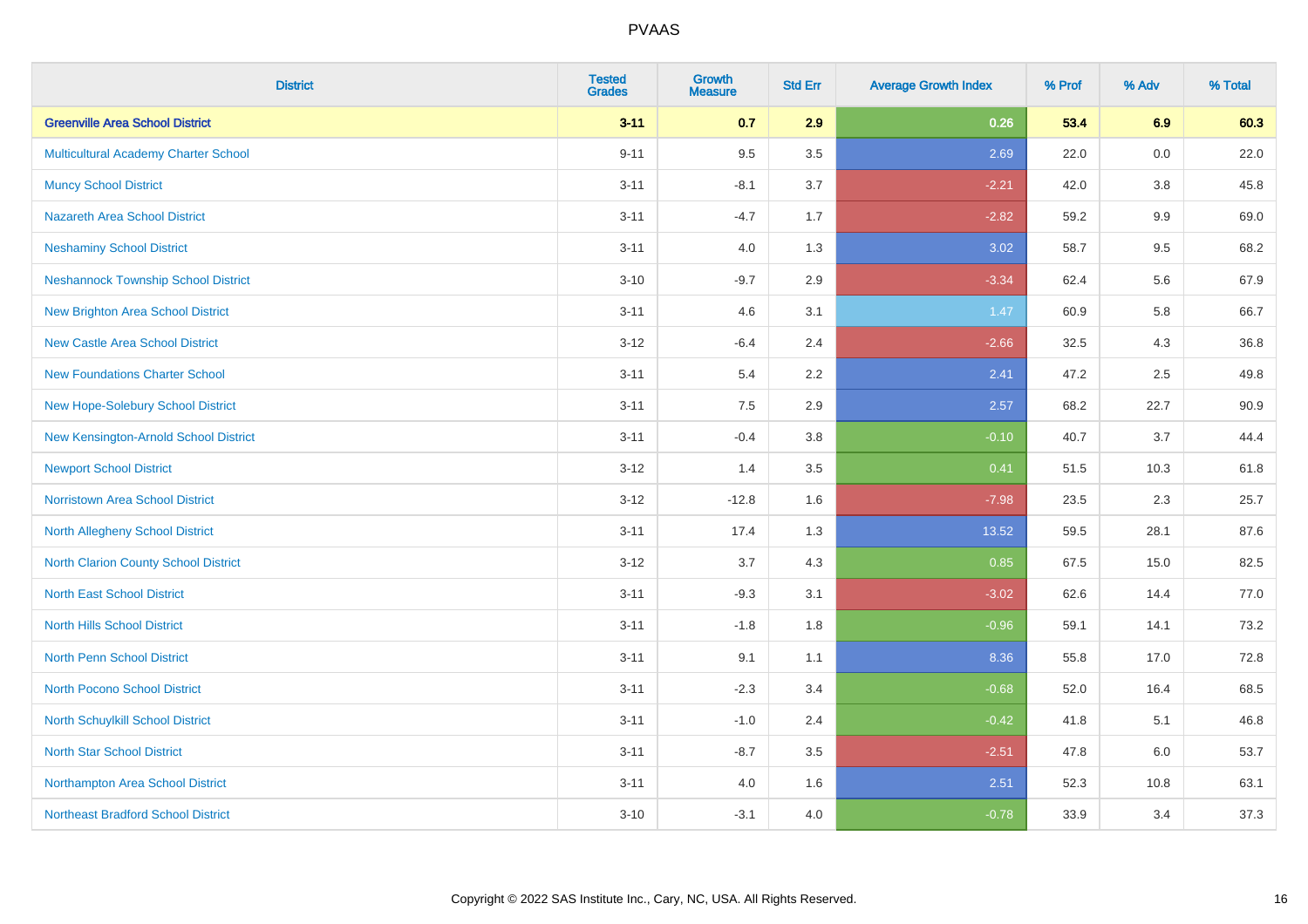# PVAAS

| District | Tested Grades | Growth Measure | Std Err | Average Growth Index | % Prof | % Adv | % Total |
|---|---|---|---|---|---|---|---|
| **Greenville Area School District** | **3-11** | **0.7** | **2.9** | **0.26** | **53.4** | **6.9** | **60.3** |
| Multicultural Academy Charter School | 9-11 | 9.5 | 3.5 | 2.69 | 22.0 | 0.0 | 22.0 |
| Muncy School District | 3-11 | -8.1 | 3.7 | -2.21 | 42.0 | 3.8 | 45.8 |
| Nazareth Area School District | 3-11 | -4.7 | 1.7 | -2.82 | 59.2 | 9.9 | 69.0 |
| Neshaminy School District | 3-11 | 4.0 | 1.3 | 3.02 | 58.7 | 9.5 | 68.2 |
| Neshannock Township School District | 3-10 | -9.7 | 2.9 | -3.34 | 62.4 | 5.6 | 67.9 |
| New Brighton Area School District | 3-11 | 4.6 | 3.1 | 1.47 | 60.9 | 5.8 | 66.7 |
| New Castle Area School District | 3-12 | -6.4 | 2.4 | -2.66 | 32.5 | 4.3 | 36.8 |
| New Foundations Charter School | 3-11 | 5.4 | 2.2 | 2.41 | 47.2 | 2.5 | 49.8 |
| New Hope-Solebury School District | 3-11 | 7.5 | 2.9 | 2.57 | 68.2 | 22.7 | 90.9 |
| New Kensington-Arnold School District | 3-11 | -0.4 | 3.8 | -0.10 | 40.7 | 3.7 | 44.4 |
| Newport School District | 3-12 | 1.4 | 3.5 | 0.41 | 51.5 | 10.3 | 61.8 |
| Norristown Area School District | 3-12 | -12.8 | 1.6 | -7.98 | 23.5 | 2.3 | 25.7 |
| North Allegheny School District | 3-11 | 17.4 | 1.3 | 13.52 | 59.5 | 28.1 | 87.6 |
| North Clarion County School District | 3-12 | 3.7 | 4.3 | 0.85 | 67.5 | 15.0 | 82.5 |
| North East School District | 3-11 | -9.3 | 3.1 | -3.02 | 62.6 | 14.4 | 77.0 |
| North Hills School District | 3-11 | -1.8 | 1.8 | -0.96 | 59.1 | 14.1 | 73.2 |
| North Penn School District | 3-11 | 9.1 | 1.1 | 8.36 | 55.8 | 17.0 | 72.8 |
| North Pocono School District | 3-11 | -2.3 | 3.4 | -0.68 | 52.0 | 16.4 | 68.5 |
| North Schuylkill School District | 3-11 | -1.0 | 2.4 | -0.42 | 41.8 | 5.1 | 46.8 |
| North Star School District | 3-11 | -8.7 | 3.5 | -2.51 | 47.8 | 6.0 | 53.7 |
| Northampton Area School District | 3-11 | 4.0 | 1.6 | 2.51 | 52.3 | 10.8 | 63.1 |
| Northeast Bradford School District | 3-10 | -3.1 | 4.0 | -0.78 | 33.9 | 3.4 | 37.3 |

Copyright © 2022 SAS Institute Inc., Cary, NC, USA. All Rights Reserved.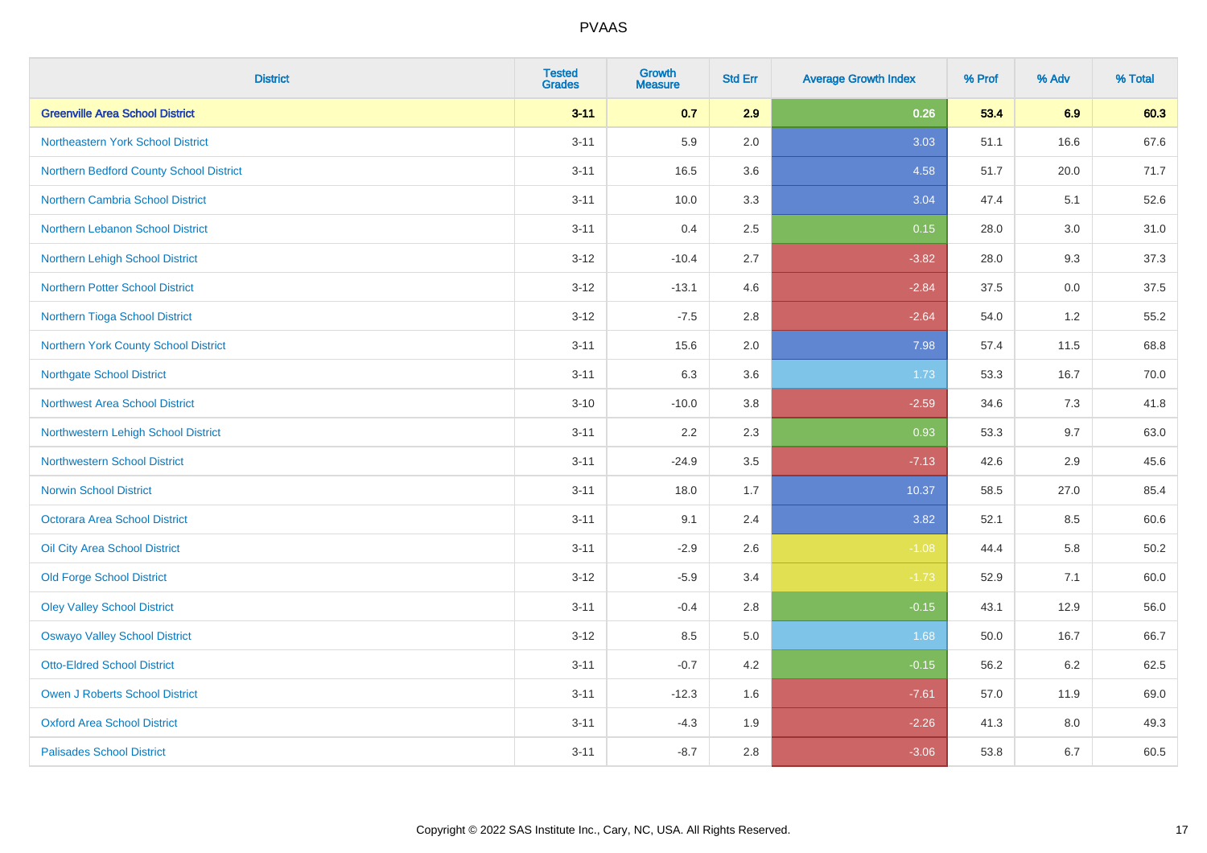# PVAAS

| District | Tested Grades | Growth Measure | Std Err | Average Growth Index | % Prof | % Adv | % Total |
|---|---|---|---|---|---|---|---|
| **Greenville Area School District** | **3-11** | **0.7** | **2.9** | **0.26** | **53.4** | **6.9** | **60.3** |
| Northeastern York School District | 3-11 | 5.9 | 2.0 | 3.03 | 51.1 | 16.6 | 67.6 |
| Northern Bedford County School District | 3-11 | 16.5 | 3.6 | 4.58 | 51.7 | 20.0 | 71.7 |
| Northern Cambria School District | 3-11 | 10.0 | 3.3 | 3.04 | 47.4 | 5.1 | 52.6 |
| Northern Lebanon School District | 3-11 | 0.4 | 2.5 | 0.15 | 28.0 | 3.0 | 31.0 |
| Northern Lehigh School District | 3-12 | -10.4 | 2.7 | -3.82 | 28.0 | 9.3 | 37.3 |
| Northern Potter School District | 3-12 | -13.1 | 4.6 | -2.84 | 37.5 | 0.0 | 37.5 |
| Northern Tioga School District | 3-12 | -7.5 | 2.8 | -2.64 | 54.0 | 1.2 | 55.2 |
| Northern York County School District | 3-11 | 15.6 | 2.0 | 7.98 | 57.4 | 11.5 | 68.8 |
| Northgate School District | 3-11 | 6.3 | 3.6 | 1.73 | 53.3 | 16.7 | 70.0 |
| Northwest Area School District | 3-10 | -10.0 | 3.8 | -2.59 | 34.6 | 7.3 | 41.8 |
| Northwestern Lehigh School District | 3-11 | 2.2 | 2.3 | 0.93 | 53.3 | 9.7 | 63.0 |
| Northwestern School District | 3-11 | -24.9 | 3.5 | -7.13 | 42.6 | 2.9 | 45.6 |
| Norwin School District | 3-11 | 18.0 | 1.7 | 10.37 | 58.5 | 27.0 | 85.4 |
| Octorara Area School District | 3-11 | 9.1 | 2.4 | 3.82 | 52.1 | 8.5 | 60.6 |
| Oil City Area School District | 3-11 | -2.9 | 2.6 | -1.08 | 44.4 | 5.8 | 50.2 |
| Old Forge School District | 3-12 | -5.9 | 3.4 | -1.73 | 52.9 | 7.1 | 60.0 |
| Oley Valley School District | 3-11 | -0.4 | 2.8 | -0.15 | 43.1 | 12.9 | 56.0 |
| Oswayo Valley School District | 3-12 | 8.5 | 5.0 | 1.68 | 50.0 | 16.7 | 66.7 |
| Otto-Eldred School District | 3-11 | -0.7 | 4.2 | -0.15 | 56.2 | 6.2 | 62.5 |
| Owen J Roberts School District | 3-11 | -12.3 | 1.6 | -7.61 | 57.0 | 11.9 | 69.0 |
| Oxford Area School District | 3-11 | -4.3 | 1.9 | -2.26 | 41.3 | 8.0 | 49.3 |
| Palisades School District | 3-11 | -8.7 | 2.8 | -3.06 | 53.8 | 6.7 | 60.5 |

Copyright © 2022 SAS Institute Inc., Cary, NC, USA. All Rights Reserved.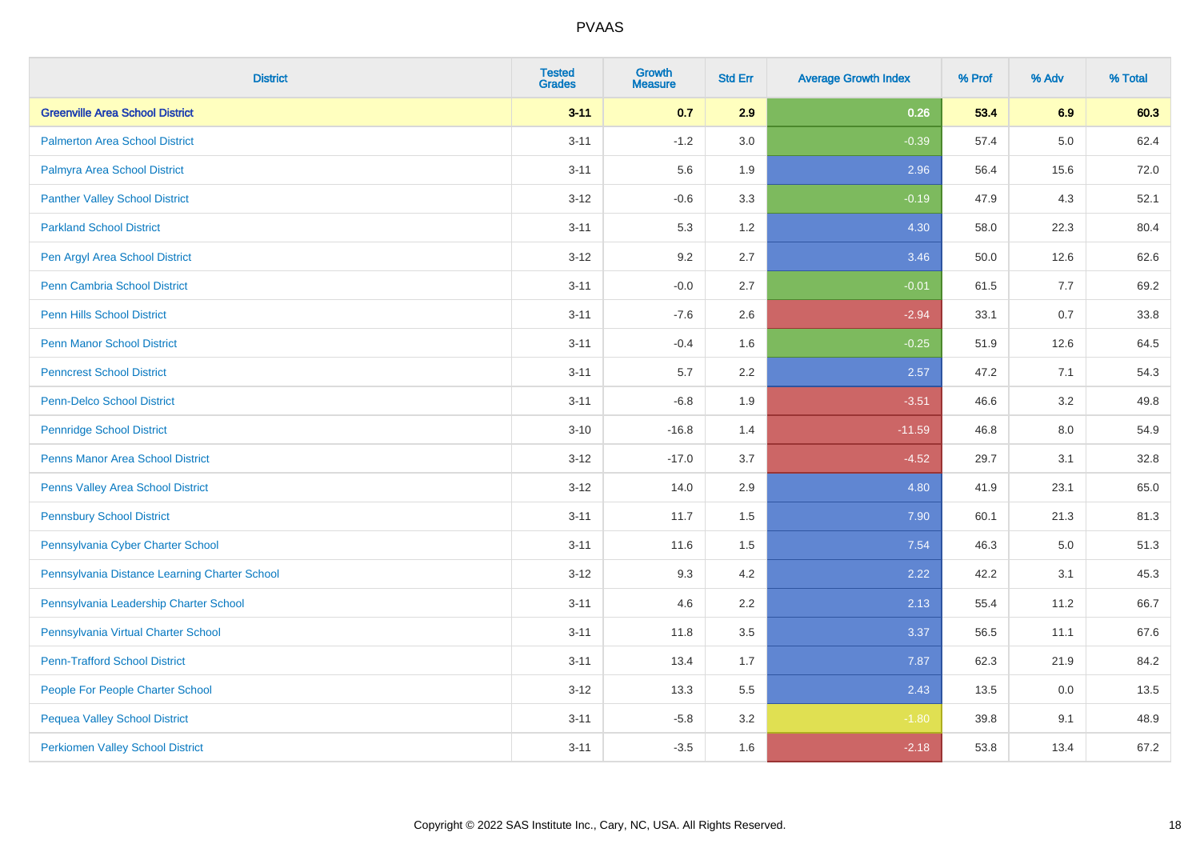# PVAAS

| District | Tested Grades | Growth Measure | Std Err | Average Growth Index | % Prof | % Adv | % Total |
|---|---|---|---|---|---|---|---|
| **Greenville Area School District** | **3-11** | **0.7** | **2.9** | **0.26** | **53.4** | **6.9** | **60.3** |
| Palmerton Area School District | 3-11 | -1.2 | 3.0 | -0.39 | 57.4 | 5.0 | 62.4 |
| Palmyra Area School District | 3-11 | 5.6 | 1.9 | 2.96 | 56.4 | 15.6 | 72.0 |
| Panther Valley School District | 3-12 | -0.6 | 3.3 | -0.19 | 47.9 | 4.3 | 52.1 |
| Parkland School District | 3-11 | 5.3 | 1.2 | 4.30 | 58.0 | 22.3 | 80.4 |
| Pen Argyl Area School District | 3-12 | 9.2 | 2.7 | 3.46 | 50.0 | 12.6 | 62.6 |
| Penn Cambria School District | 3-11 | -0.0 | 2.7 | -0.01 | 61.5 | 7.7 | 69.2 |
| Penn Hills School District | 3-11 | -7.6 | 2.6 | -2.94 | 33.1 | 0.7 | 33.8 |
| Penn Manor School District | 3-11 | -0.4 | 1.6 | -0.25 | 51.9 | 12.6 | 64.5 |
| Penncrest School District | 3-11 | 5.7 | 2.2 | 2.57 | 47.2 | 7.1 | 54.3 |
| Penn-Delco School District | 3-11 | -6.8 | 1.9 | -3.51 | 46.6 | 3.2 | 49.8 |
| Pennridge School District | 3-10 | -16.8 | 1.4 | -11.59 | 46.8 | 8.0 | 54.9 |
| Penns Manor Area School District | 3-12 | -17.0 | 3.7 | -4.52 | 29.7 | 3.1 | 32.8 |
| Penns Valley Area School District | 3-12 | 14.0 | 2.9 | 4.80 | 41.9 | 23.1 | 65.0 |
| Pennsbury School District | 3-11 | 11.7 | 1.5 | 7.90 | 60.1 | 21.3 | 81.3 |
| Pennsylvania Cyber Charter School | 3-11 | 11.6 | 1.5 | 7.54 | 46.3 | 5.0 | 51.3 |
| Pennsylvania Distance Learning Charter School | 3-12 | 9.3 | 4.2 | 2.22 | 42.2 | 3.1 | 45.3 |
| Pennsylvania Leadership Charter School | 3-11 | 4.6 | 2.2 | 2.13 | 55.4 | 11.2 | 66.7 |
| Pennsylvania Virtual Charter School | 3-11 | 11.8 | 3.5 | 3.37 | 56.5 | 11.1 | 67.6 |
| Penn-Trafford School District | 3-11 | 13.4 | 1.7 | 7.87 | 62.3 | 21.9 | 84.2 |
| People For People Charter School | 3-12 | 13.3 | 5.5 | 2.43 | 13.5 | 0.0 | 13.5 |
| Pequea Valley School District | 3-11 | -5.8 | 3.2 | -1.80 | 39.8 | 9.1 | 48.9 |
| Perkiomen Valley School District | 3-11 | -3.5 | 1.6 | -2.18 | 53.8 | 13.4 | 67.2 |

Copyright © 2022 SAS Institute Inc., Cary, NC, USA. All Rights Reserved.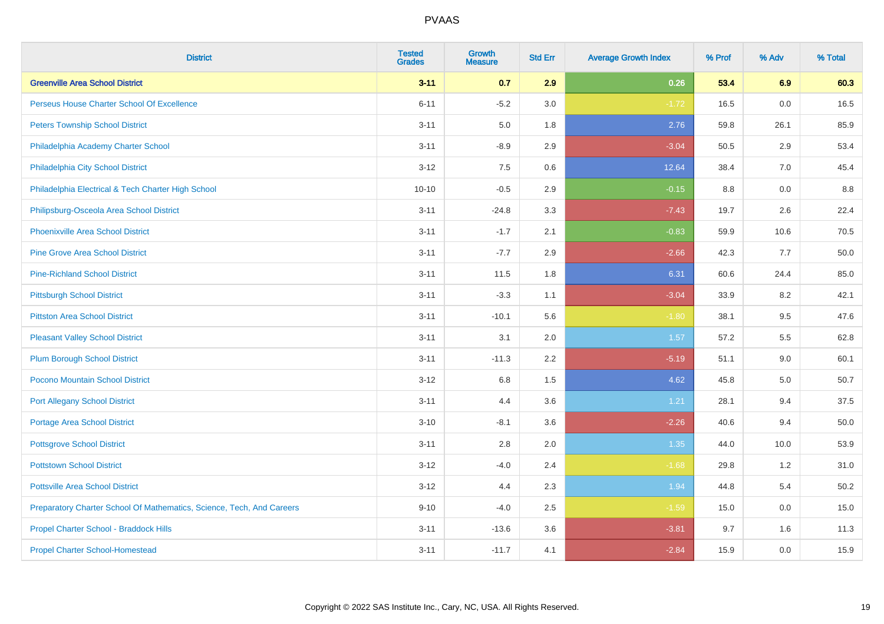# PVAAS

| District | Tested Grades | Growth Measure | Std Err | Average Growth Index | % Prof | % Adv | % Total |
|---|---|---|---|---|---|---|---|
| **Greenville Area School District** | **3-11** | **0.7** | **2.9** | **0.26** | **53.4** | **6.9** | **60.3** |
| Perseus House Charter School Of Excellence | 6-11 | -5.2 | 3.0 | -1.72 | 16.5 | 0.0 | 16.5 |
| Peters Township School District | 3-11 | 5.0 | 1.8 | 2.76 | 59.8 | 26.1 | 85.9 |
| Philadelphia Academy Charter School | 3-11 | -8.9 | 2.9 | -3.04 | 50.5 | 2.9 | 53.4 |
| Philadelphia City School District | 3-12 | 7.5 | 0.6 | 12.64 | 38.4 | 7.0 | 45.4 |
| Philadelphia Electrical & Tech Charter High School | 10-10 | -0.5 | 2.9 | -0.15 | 8.8 | 0.0 | 8.8 |
| Philipsburg-Osceola Area School District | 3-11 | -24.8 | 3.3 | -7.43 | 19.7 | 2.6 | 22.4 |
| Phoenixville Area School District | 3-11 | -1.7 | 2.1 | -0.83 | 59.9 | 10.6 | 70.5 |
| Pine Grove Area School District | 3-11 | -7.7 | 2.9 | -2.66 | 42.3 | 7.7 | 50.0 |
| Pine-Richland School District | 3-11 | 11.5 | 1.8 | 6.31 | 60.6 | 24.4 | 85.0 |
| Pittsburgh School District | 3-11 | -3.3 | 1.1 | -3.04 | 33.9 | 8.2 | 42.1 |
| Pittston Area School District | 3-11 | -10.1 | 5.6 | -1.80 | 38.1 | 9.5 | 47.6 |
| Pleasant Valley School District | 3-11 | 3.1 | 2.0 | 1.57 | 57.2 | 5.5 | 62.8 |
| Plum Borough School District | 3-11 | -11.3 | 2.2 | -5.19 | 51.1 | 9.0 | 60.1 |
| Pocono Mountain School District | 3-12 | 6.8 | 1.5 | 4.62 | 45.8 | 5.0 | 50.7 |
| Port Allegany School District | 3-11 | 4.4 | 3.6 | 1.21 | 28.1 | 9.4 | 37.5 |
| Portage Area School District | 3-10 | -8.1 | 3.6 | -2.26 | 40.6 | 9.4 | 50.0 |
| Pottsgrove School District | 3-11 | 2.8 | 2.0 | 1.35 | 44.0 | 10.0 | 53.9 |
| Pottstown School District | 3-12 | -4.0 | 2.4 | -1.68 | 29.8 | 1.2 | 31.0 |
| Pottsville Area School District | 3-12 | 4.4 | 2.3 | 1.94 | 44.8 | 5.4 | 50.2 |
| Preparatory Charter School Of Mathematics, Science, Tech, And Careers | 9-10 | -4.0 | 2.5 | -1.59 | 15.0 | 0.0 | 15.0 |
| Propel Charter School - Braddock Hills | 3-11 | -13.6 | 3.6 | -3.81 | 9.7 | 1.6 | 11.3 |
| Propel Charter School-Homestead | 3-11 | -11.7 | 4.1 | -2.84 | 15.9 | 0.0 | 15.9 |

Copyright © 2022 SAS Institute Inc., Cary, NC, USA. All Rights Reserved.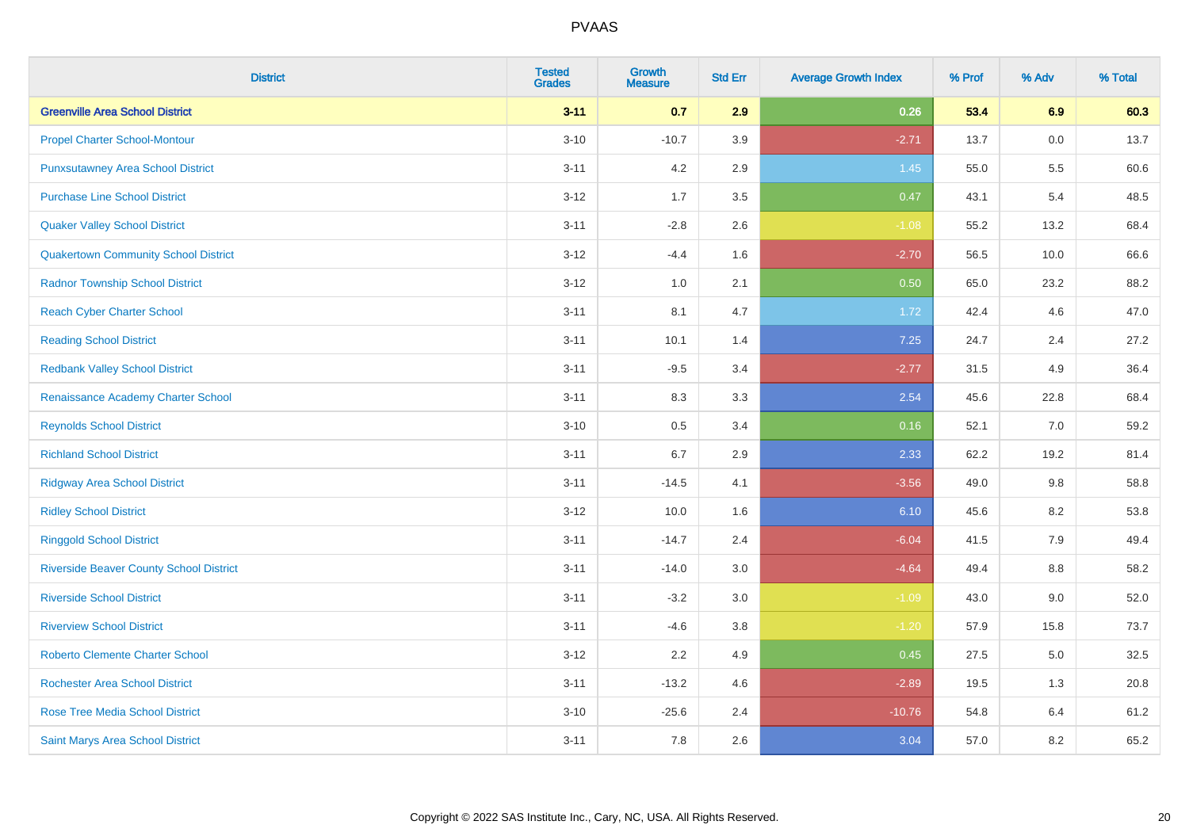| District | Tested Grades | Growth Measure | Std Err | Average Growth Index | % Prof | % Adv | % Total |
|---|---|---|---|---|---|---|---|
| **Greenville Area School District** | **3-11** | **0.7** | **2.9** | **0.26** | **53.4** | **6.9** | **60.3** |
| Propel Charter School-Montour | 3-10 | -10.7 | 3.9 | -2.71 | 13.7 | 0.0 | 13.7 |
| Punxsutawney Area School District | 3-11 | 4.2 | 2.9 | 1.45 | 55.0 | 5.5 | 60.6 |
| Purchase Line School District | 3-12 | 1.7 | 3.5 | 0.47 | 43.1 | 5.4 | 48.5 |
| Quaker Valley School District | 3-11 | -2.8 | 2.6 | -1.08 | 55.2 | 13.2 | 68.4 |
| Quakertown Community School District | 3-12 | -4.4 | 1.6 | -2.70 | 56.5 | 10.0 | 66.6 |
| Radnor Township School District | 3-12 | 1.0 | 2.1 | 0.50 | 65.0 | 23.2 | 88.2 |
| Reach Cyber Charter School | 3-11 | 8.1 | 4.7 | 1.72 | 42.4 | 4.6 | 47.0 |
| Reading School District | 3-11 | 10.1 | 1.4 | 7.25 | 24.7 | 2.4 | 27.2 |
| Redbank Valley School District | 3-11 | -9.5 | 3.4 | -2.77 | 31.5 | 4.9 | 36.4 |
| Renaissance Academy Charter School | 3-11 | 8.3 | 3.3 | 2.54 | 45.6 | 22.8 | 68.4 |
| Reynolds School District | 3-10 | 0.5 | 3.4 | 0.16 | 52.1 | 7.0 | 59.2 |
| Richland School District | 3-11 | 6.7 | 2.9 | 2.33 | 62.2 | 19.2 | 81.4 |
| Ridgway Area School District | 3-11 | -14.5 | 4.1 | -3.56 | 49.0 | 9.8 | 58.8 |
| Ridley School District | 3-12 | 10.0 | 1.6 | 6.10 | 45.6 | 8.2 | 53.8 |
| Ringgold School District | 3-11 | -14.7 | 2.4 | -6.04 | 41.5 | 7.9 | 49.4 |
| Riverside Beaver County School District | 3-11 | -14.0 | 3.0 | -4.64 | 49.4 | 8.8 | 58.2 |
| Riverside School District | 3-11 | -3.2 | 3.0 | -1.09 | 43.0 | 9.0 | 52.0 |
| Riverview School District | 3-11 | -4.6 | 3.8 | -1.20 | 57.9 | 15.8 | 73.7 |
| Roberto Clemente Charter School | 3-12 | 2.2 | 4.9 | 0.45 | 27.5 | 5.0 | 32.5 |
| Rochester Area School District | 3-11 | -13.2 | 4.6 | -2.89 | 19.5 | 1.3 | 20.8 |
| Rose Tree Media School District | 3-10 | -25.6 | 2.4 | -10.76 | 54.8 | 6.4 | 61.2 |
| Saint Marys Area School District | 3-11 | 7.8 | 2.6 | 3.04 | 57.0 | 8.2 | 65.2 |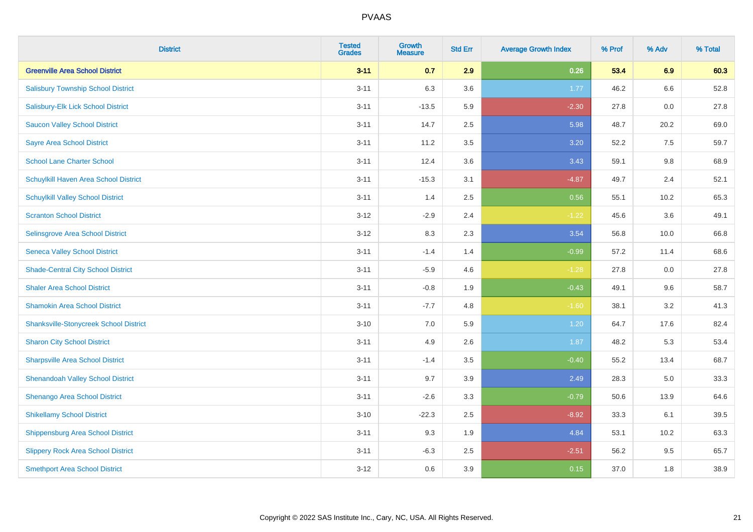| District | Tested Grades | Growth Measure | Std Err | Average Growth Index | % Prof | % Adv | % Total |
|---|---|---|---|---|---|---|---|
| **Greenville Area School District** | **3-11** | **0.7** | **2.9** | **0.26** | **53.4** | **6.9** | **60.3** |
| Salisbury Township School District | 3-11 | 6.3 | 3.6 | 1.77 | 46.2 | 6.6 | 52.8 |
| Salisbury-Elk Lick School District | 3-11 | -13.5 | 5.9 | -2.30 | 27.8 | 0.0 | 27.8 |
| Saucon Valley School District | 3-11 | 14.7 | 2.5 | 5.98 | 48.7 | 20.2 | 69.0 |
| Sayre Area School District | 3-11 | 11.2 | 3.5 | 3.20 | 52.2 | 7.5 | 59.7 |
| School Lane Charter School | 3-11 | 12.4 | 3.6 | 3.43 | 59.1 | 9.8 | 68.9 |
| Schuylkill Haven Area School District | 3-11 | -15.3 | 3.1 | -4.87 | 49.7 | 2.4 | 52.1 |
| Schuylkill Valley School District | 3-11 | 1.4 | 2.5 | 0.56 | 55.1 | 10.2 | 65.3 |
| Scranton School District | 3-12 | -2.9 | 2.4 | -1.22 | 45.6 | 3.6 | 49.1 |
| Selinsgrove Area School District | 3-12 | 8.3 | 2.3 | 3.54 | 56.8 | 10.0 | 66.8 |
| Seneca Valley School District | 3-11 | -1.4 | 1.4 | -0.99 | 57.2 | 11.4 | 68.6 |
| Shade-Central City School District | 3-11 | -5.9 | 4.6 | -1.28 | 27.8 | 0.0 | 27.8 |
| Shaler Area School District | 3-11 | -0.8 | 1.9 | -0.43 | 49.1 | 9.6 | 58.7 |
| Shamokin Area School District | 3-11 | -7.7 | 4.8 | -1.60 | 38.1 | 3.2 | 41.3 |
| Shanksville-Stonycreek School District | 3-10 | 7.0 | 5.9 | 1.20 | 64.7 | 17.6 | 82.4 |
| Sharon City School District | 3-11 | 4.9 | 2.6 | 1.87 | 48.2 | 5.3 | 53.4 |
| Sharpsville Area School District | 3-11 | -1.4 | 3.5 | -0.40 | 55.2 | 13.4 | 68.7 |
| Shenandoah Valley School District | 3-11 | 9.7 | 3.9 | 2.49 | 28.3 | 5.0 | 33.3 |
| Shenango Area School District | 3-11 | -2.6 | 3.3 | -0.79 | 50.6 | 13.9 | 64.6 |
| Shikellamy School District | 3-10 | -22.3 | 2.5 | -8.92 | 33.3 | 6.1 | 39.5 |
| Shippensburg Area School District | 3-11 | 9.3 | 1.9 | 4.84 | 53.1 | 10.2 | 63.3 |
| Slippery Rock Area School District | 3-11 | -6.3 | 2.5 | -2.51 | 56.2 | 9.5 | 65.7 |
| Smethport Area School District | 3-12 | 0.6 | 3.9 | 0.15 | 37.0 | 1.8 | 38.9 |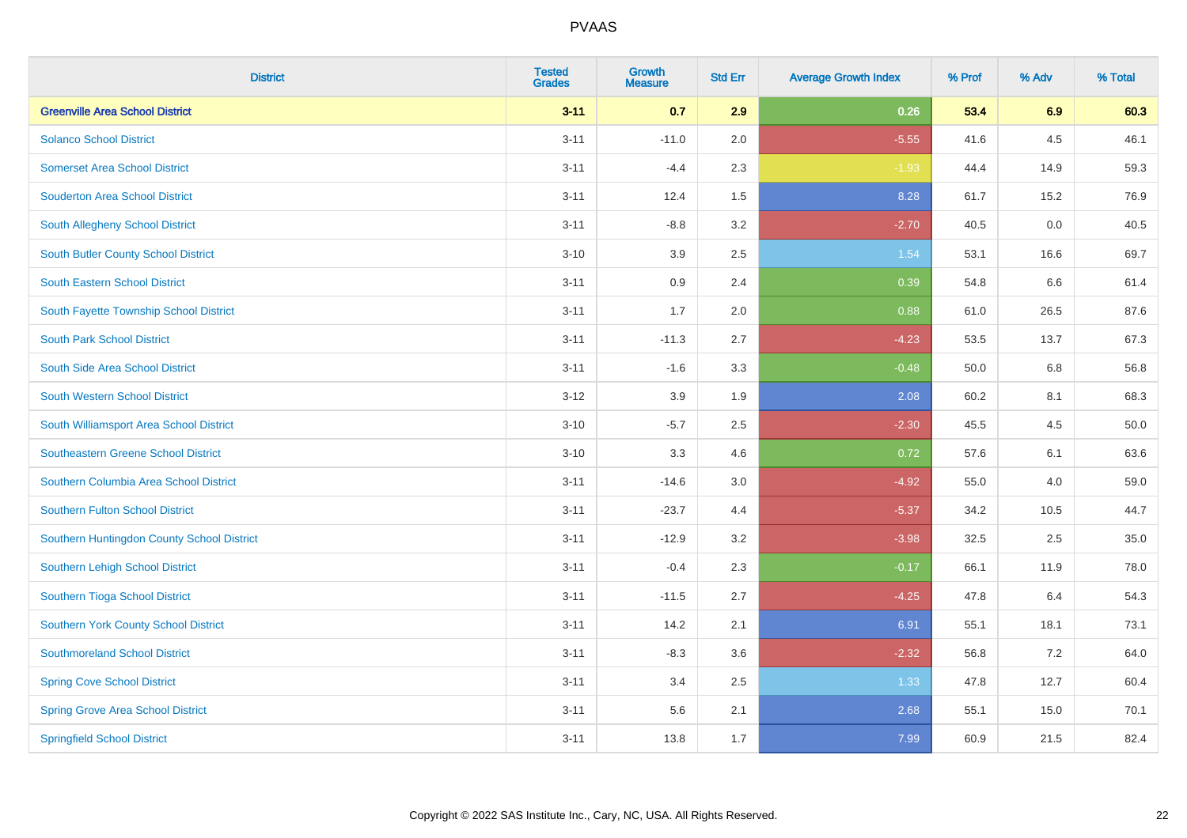| District | Tested Grades | Growth Measure | Std Err | Average Growth Index | % Prof | % Adv | % Total |
|---|---|---|---|---|---|---|---|
| **Greenville Area School District** | **3-11** | **0.7** | **2.9** | **0.26** | **53.4** | **6.9** | **60.3** |
| Solanco School District | 3-11 | -11.0 | 2.0 | -5.55 | 41.6 | 4.5 | 46.1 |
| Somerset Area School District | 3-11 | -4.4 | 2.3 | -1.93 | 44.4 | 14.9 | 59.3 |
| Souderton Area School District | 3-11 | 12.4 | 1.5 | 8.28 | 61.7 | 15.2 | 76.9 |
| South Allegheny School District | 3-11 | -8.8 | 3.2 | -2.70 | 40.5 | 0.0 | 40.5 |
| South Butler County School District | 3-10 | 3.9 | 2.5 | 1.54 | 53.1 | 16.6 | 69.7 |
| South Eastern School District | 3-11 | 0.9 | 2.4 | 0.39 | 54.8 | 6.6 | 61.4 |
| South Fayette Township School District | 3-11 | 1.7 | 2.0 | 0.88 | 61.0 | 26.5 | 87.6 |
| South Park School District | 3-11 | -11.3 | 2.7 | -4.23 | 53.5 | 13.7 | 67.3 |
| South Side Area School District | 3-11 | -1.6 | 3.3 | -0.48 | 50.0 | 6.8 | 56.8 |
| South Western School District | 3-12 | 3.9 | 1.9 | 2.08 | 60.2 | 8.1 | 68.3 |
| South Williamsport Area School District | 3-10 | -5.7 | 2.5 | -2.30 | 45.5 | 4.5 | 50.0 |
| Southeastern Greene School District | 3-10 | 3.3 | 4.6 | 0.72 | 57.6 | 6.1 | 63.6 |
| Southern Columbia Area School District | 3-11 | -14.6 | 3.0 | -4.92 | 55.0 | 4.0 | 59.0 |
| Southern Fulton School District | 3-11 | -23.7 | 4.4 | -5.37 | 34.2 | 10.5 | 44.7 |
| Southern Huntingdon County School District | 3-11 | -12.9 | 3.2 | -3.98 | 32.5 | 2.5 | 35.0 |
| Southern Lehigh School District | 3-11 | -0.4 | 2.3 | -0.17 | 66.1 | 11.9 | 78.0 |
| Southern Tioga School District | 3-11 | -11.5 | 2.7 | -4.25 | 47.8 | 6.4 | 54.3 |
| Southern York County School District | 3-11 | 14.2 | 2.1 | 6.91 | 55.1 | 18.1 | 73.1 |
| Southmoreland School District | 3-11 | -8.3 | 3.6 | -2.32 | 56.8 | 7.2 | 64.0 |
| Spring Cove School District | 3-11 | 3.4 | 2.5 | 1.33 | 47.8 | 12.7 | 60.4 |
| Spring Grove Area School District | 3-11 | 5.6 | 2.1 | 2.68 | 55.1 | 15.0 | 70.1 |
| Springfield School District | 3-11 | 13.8 | 1.7 | 7.99 | 60.9 | 21.5 | 82.4 |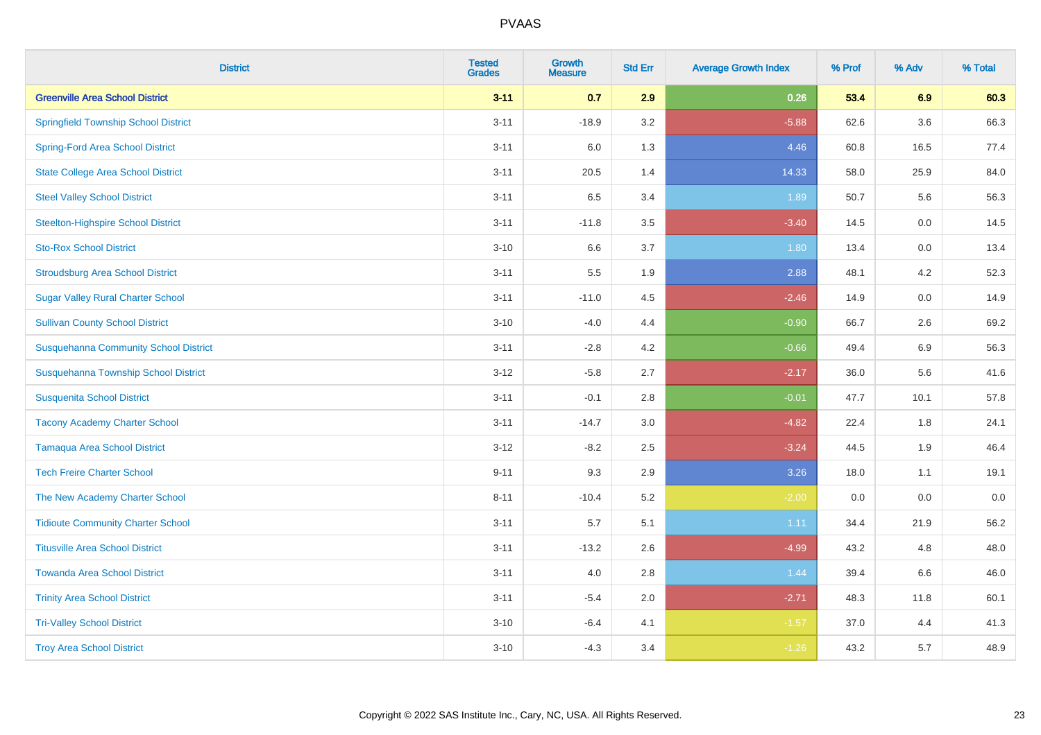# PVAAS

| District | Tested Grades | Growth Measure | Std Err | Average Growth Index | % Prof | % Adv | % Total |
|---|---|---|---|---|---|---|---|
| **Greenville Area School District** | **3-11** | **0.7** | **2.9** | **0.26** | **53.4** | **6.9** | **60.3** |
| Springfield Township School District | 3-11 | -18.9 | 3.2 | -5.88 | 62.6 | 3.6 | 66.3 |
| Spring-Ford Area School District | 3-11 | 6.0 | 1.3 | 4.46 | 60.8 | 16.5 | 77.4 |
| State College Area School District | 3-11 | 20.5 | 1.4 | 14.33 | 58.0 | 25.9 | 84.0 |
| Steel Valley School District | 3-11 | 6.5 | 3.4 | 1.89 | 50.7 | 5.6 | 56.3 |
| Steelton-Highspire School District | 3-11 | -11.8 | 3.5 | -3.40 | 14.5 | 0.0 | 14.5 |
| Sto-Rox School District | 3-10 | 6.6 | 3.7 | 1.80 | 13.4 | 0.0 | 13.4 |
| Stroudsburg Area School District | 3-11 | 5.5 | 1.9 | 2.88 | 48.1 | 4.2 | 52.3 |
| Sugar Valley Rural Charter School | 3-11 | -11.0 | 4.5 | -2.46 | 14.9 | 0.0 | 14.9 |
| Sullivan County School District | 3-10 | -4.0 | 4.4 | -0.90 | 66.7 | 2.6 | 69.2 |
| Susquehanna Community School District | 3-11 | -2.8 | 4.2 | -0.66 | 49.4 | 6.9 | 56.3 |
| Susquehanna Township School District | 3-12 | -5.8 | 2.7 | -2.17 | 36.0 | 5.6 | 41.6 |
| Susquenita School District | 3-11 | -0.1 | 2.8 | -0.01 | 47.7 | 10.1 | 57.8 |
| Tacony Academy Charter School | 3-11 | -14.7 | 3.0 | -4.82 | 22.4 | 1.8 | 24.1 |
| Tamaqua Area School District | 3-12 | -8.2 | 2.5 | -3.24 | 44.5 | 1.9 | 46.4 |
| Tech Freire Charter School | 9-11 | 9.3 | 2.9 | 3.26 | 18.0 | 1.1 | 19.1 |
| The New Academy Charter School | 8-11 | -10.4 | 5.2 | -2.00 | 0.0 | 0.0 | 0.0 |
| Tidioute Community Charter School | 3-11 | 5.7 | 5.1 | 1.11 | 34.4 | 21.9 | 56.2 |
| Titusville Area School District | 3-11 | -13.2 | 2.6 | -4.99 | 43.2 | 4.8 | 48.0 |
| Towanda Area School District | 3-11 | 4.0 | 2.8 | 1.44 | 39.4 | 6.6 | 46.0 |
| Trinity Area School District | 3-11 | -5.4 | 2.0 | -2.71 | 48.3 | 11.8 | 60.1 |
| Tri-Valley School District | 3-10 | -6.4 | 4.1 | -1.57 | 37.0 | 4.4 | 41.3 |
| Troy Area School District | 3-10 | -4.3 | 3.4 | -1.26 | 43.2 | 5.7 | 48.9 |

Copyright © 2022 SAS Institute Inc., Cary, NC, USA. All Rights Reserved.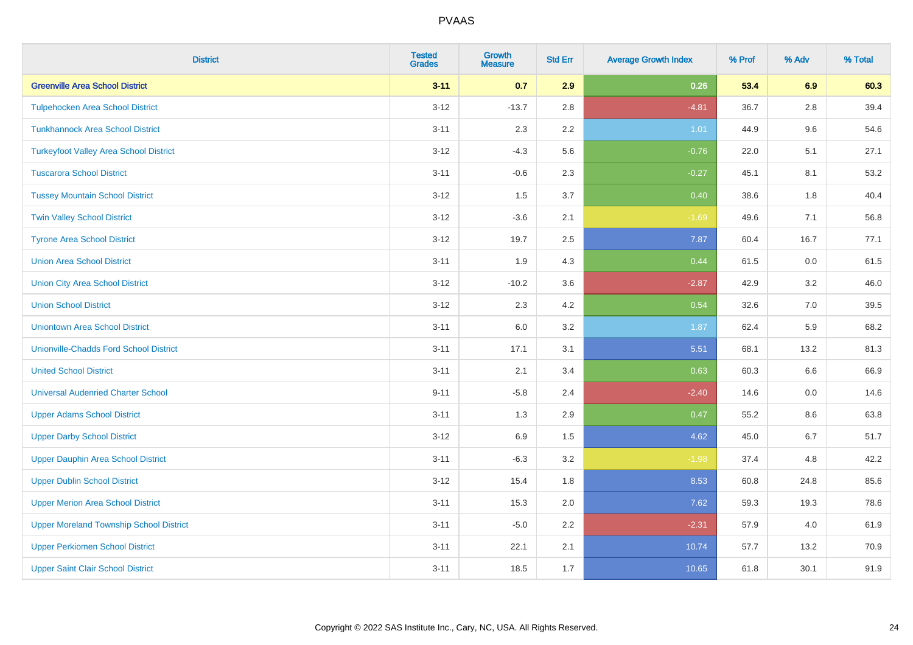PVAAS

| District | Tested Grades | Growth Measure | Std Err | Average Growth Index | % Prof | % Adv | % Total |
|---|---|---|---|---|---|---|---|
| **Greenville Area School District** | **3-11** | **0.7** | **2.9** | **0.26** | **53.4** | **6.9** | **60.3** |
| Tulpehocken Area School District | 3-12 | -13.7 | 2.8 | -4.81 | 36.7 | 2.8 | 39.4 |
| Tunkhannock Area School District | 3-11 | 2.3 | 2.2 | 1.01 | 44.9 | 9.6 | 54.6 |
| Turkeyfoot Valley Area School District | 3-12 | -4.3 | 5.6 | -0.76 | 22.0 | 5.1 | 27.1 |
| Tuscarora School District | 3-11 | -0.6 | 2.3 | -0.27 | 45.1 | 8.1 | 53.2 |
| Tussey Mountain School District | 3-12 | 1.5 | 3.7 | 0.40 | 38.6 | 1.8 | 40.4 |
| Twin Valley School District | 3-12 | -3.6 | 2.1 | -1.69 | 49.6 | 7.1 | 56.8 |
| Tyrone Area School District | 3-12 | 19.7 | 2.5 | 7.87 | 60.4 | 16.7 | 77.1 |
| Union Area School District | 3-11 | 1.9 | 4.3 | 0.44 | 61.5 | 0.0 | 61.5 |
| Union City Area School District | 3-12 | -10.2 | 3.6 | -2.87 | 42.9 | 3.2 | 46.0 |
| Union School District | 3-12 | 2.3 | 4.2 | 0.54 | 32.6 | 7.0 | 39.5 |
| Uniontown Area School District | 3-11 | 6.0 | 3.2 | 1.87 | 62.4 | 5.9 | 68.2 |
| Unionville-Chadds Ford School District | 3-11 | 17.1 | 3.1 | 5.51 | 68.1 | 13.2 | 81.3 |
| United School District | 3-11 | 2.1 | 3.4 | 0.63 | 60.3 | 6.6 | 66.9 |
| Universal Audenried Charter School | 9-11 | -5.8 | 2.4 | -2.40 | 14.6 | 0.0 | 14.6 |
| Upper Adams School District | 3-11 | 1.3 | 2.9 | 0.47 | 55.2 | 8.6 | 63.8 |
| Upper Darby School District | 3-12 | 6.9 | 1.5 | 4.62 | 45.0 | 6.7 | 51.7 |
| Upper Dauphin Area School District | 3-11 | -6.3 | 3.2 | -1.98 | 37.4 | 4.8 | 42.2 |
| Upper Dublin School District | 3-12 | 15.4 | 1.8 | 8.53 | 60.8 | 24.8 | 85.6 |
| Upper Merion Area School District | 3-11 | 15.3 | 2.0 | 7.62 | 59.3 | 19.3 | 78.6 |
| Upper Moreland Township School District | 3-11 | -5.0 | 2.2 | -2.31 | 57.9 | 4.0 | 61.9 |
| Upper Perkiomen School District | 3-11 | 22.1 | 2.1 | 10.74 | 57.7 | 13.2 | 70.9 |
| Upper Saint Clair School District | 3-11 | 18.5 | 1.7 | 10.65 | 61.8 | 30.1 | 91.9 |

Copyright © 2022 SAS Institute Inc., Cary, NC, USA. All Rights Reserved.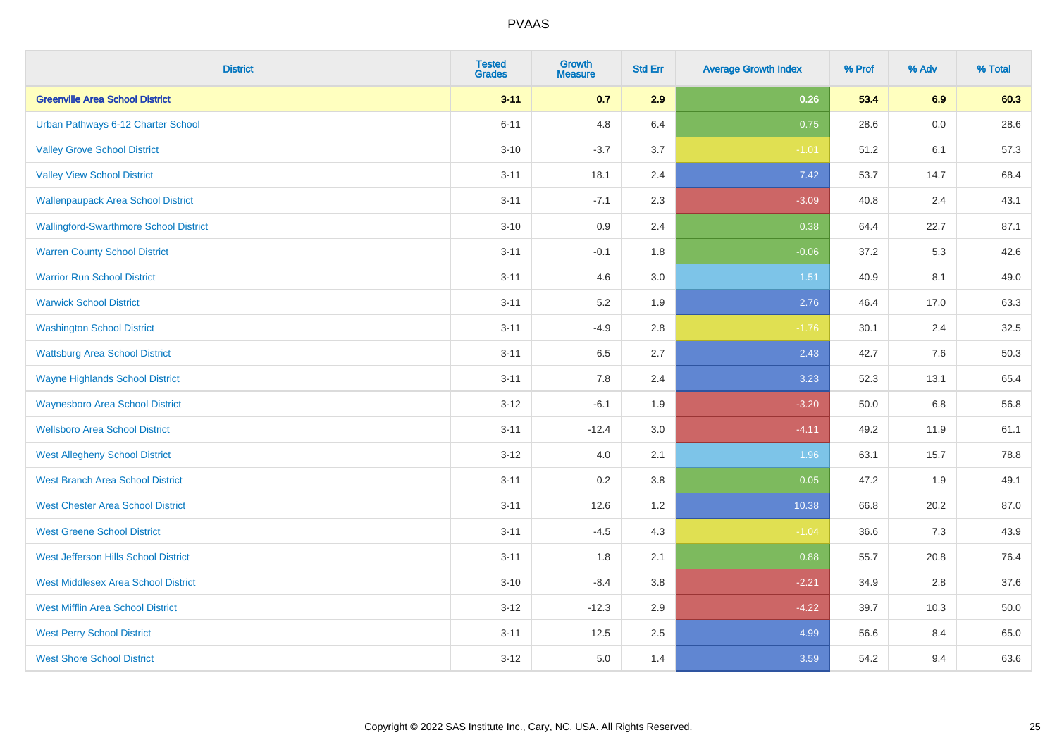# PVAAS

| District | Tested Grades | Growth Measure | Std Err | Average Growth Index | % Prof | % Adv | % Total |
|---|---|---|---|---|---|---|---|
| **Greenville Area School District** | **3-11** | **0.7** | **2.9** | **0.26** | **53.4** | **6.9** | **60.3** |
| Urban Pathways 6-12 Charter School | 6-11 | 4.8 | 6.4 | 0.75 | 28.6 | 0.0 | 28.6 |
| Valley Grove School District | 3-10 | -3.7 | 3.7 | -1.01 | 51.2 | 6.1 | 57.3 |
| Valley View School District | 3-11 | 18.1 | 2.4 | 7.42 | 53.7 | 14.7 | 68.4 |
| Wallenpaupack Area School District | 3-11 | -7.1 | 2.3 | -3.09 | 40.8 | 2.4 | 43.1 |
| Wallingford-Swarthmore School District | 3-10 | 0.9 | 2.4 | 0.38 | 64.4 | 22.7 | 87.1 |
| Warren County School District | 3-11 | -0.1 | 1.8 | -0.06 | 37.2 | 5.3 | 42.6 |
| Warrior Run School District | 3-11 | 4.6 | 3.0 | 1.51 | 40.9 | 8.1 | 49.0 |
| Warwick School District | 3-11 | 5.2 | 1.9 | 2.76 | 46.4 | 17.0 | 63.3 |
| Washington School District | 3-11 | -4.9 | 2.8 | -1.76 | 30.1 | 2.4 | 32.5 |
| Wattsburg Area School District | 3-11 | 6.5 | 2.7 | 2.43 | 42.7 | 7.6 | 50.3 |
| Wayne Highlands School District | 3-11 | 7.8 | 2.4 | 3.23 | 52.3 | 13.1 | 65.4 |
| Waynesboro Area School District | 3-12 | -6.1 | 1.9 | -3.20 | 50.0 | 6.8 | 56.8 |
| Wellsboro Area School District | 3-11 | -12.4 | 3.0 | -4.11 | 49.2 | 11.9 | 61.1 |
| West Allegheny School District | 3-12 | 4.0 | 2.1 | 1.96 | 63.1 | 15.7 | 78.8 |
| West Branch Area School District | 3-11 | 0.2 | 3.8 | 0.05 | 47.2 | 1.9 | 49.1 |
| West Chester Area School District | 3-11 | 12.6 | 1.2 | 10.38 | 66.8 | 20.2 | 87.0 |
| West Greene School District | 3-11 | -4.5 | 4.3 | -1.04 | 36.6 | 7.3 | 43.9 |
| West Jefferson Hills School District | 3-11 | 1.8 | 2.1 | 0.88 | 55.7 | 20.8 | 76.4 |
| West Middlesex Area School District | 3-10 | -8.4 | 3.8 | -2.21 | 34.9 | 2.8 | 37.6 |
| West Mifflin Area School District | 3-12 | -12.3 | 2.9 | -4.22 | 39.7 | 10.3 | 50.0 |
| West Perry School District | 3-11 | 12.5 | 2.5 | 4.99 | 56.6 | 8.4 | 65.0 |
| West Shore School District | 3-12 | 5.0 | 1.4 | 3.59 | 54.2 | 9.4 | 63.6 |

Copyright © 2022 SAS Institute Inc., Cary, NC, USA. All Rights Reserved.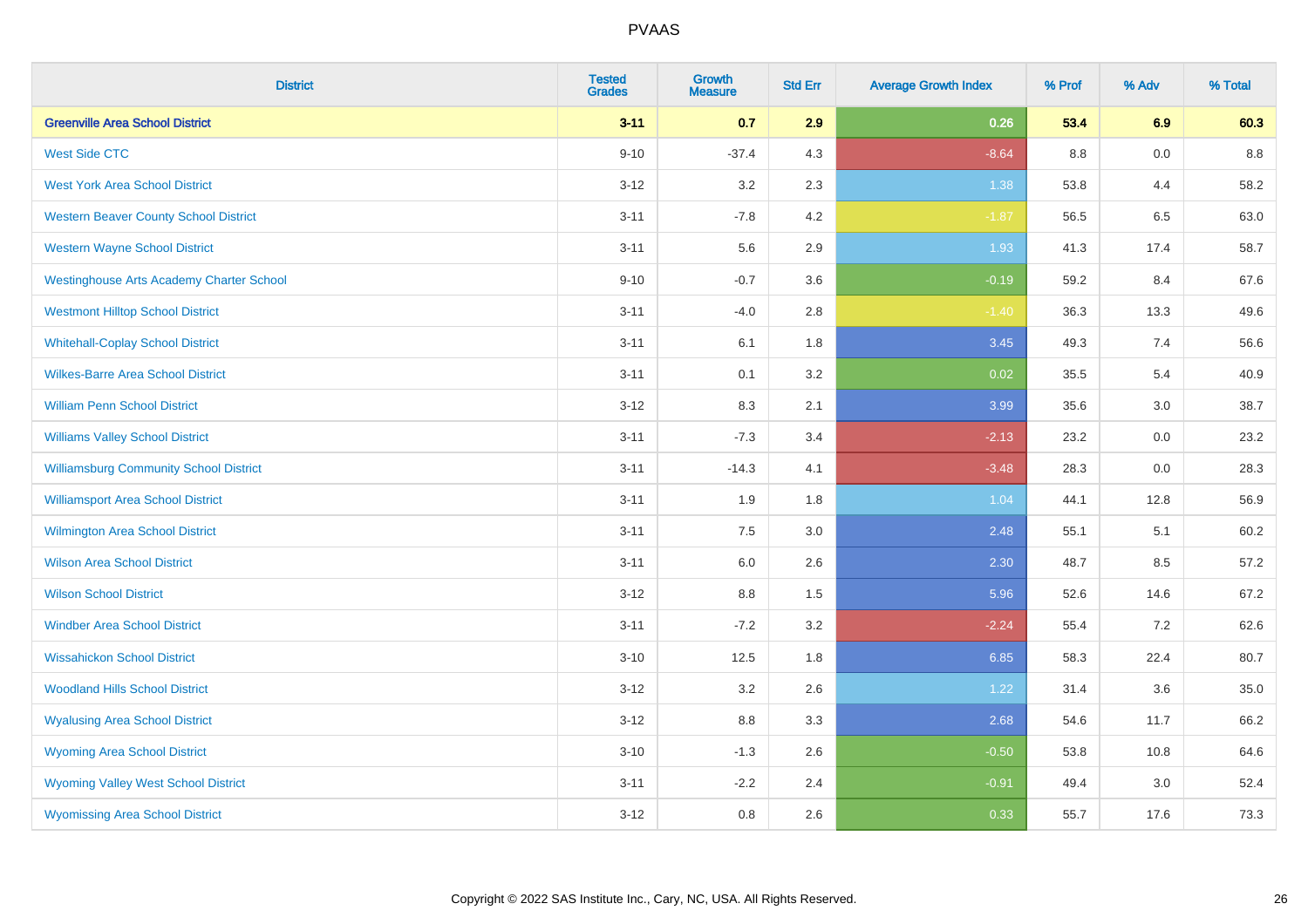# PVAAS

| District | Tested Grades | Growth Measure | Std Err | Average Growth Index | % Prof | % Adv | % Total |
|---|---|---|---|---|---|---|---|
| **Greenville Area School District** | **3-11** | **0.7** | **2.9** | **0.26** | **53.4** | **6.9** | **60.3** |
| West Side CTC | 9-10 | -37.4 | 4.3 | -8.64 | 8.8 | 0.0 | 8.8 |
| West York Area School District | 3-12 | 3.2 | 2.3 | 1.38 | 53.8 | 4.4 | 58.2 |
| Western Beaver County School District | 3-11 | -7.8 | 4.2 | -1.87 | 56.5 | 6.5 | 63.0 |
| Western Wayne School District | 3-11 | 5.6 | 2.9 | 1.93 | 41.3 | 17.4 | 58.7 |
| Westinghouse Arts Academy Charter School | 9-10 | -0.7 | 3.6 | -0.19 | 59.2 | 8.4 | 67.6 |
| Westmont Hilltop School District | 3-11 | -4.0 | 2.8 | -1.40 | 36.3 | 13.3 | 49.6 |
| Whitehall-Coplay School District | 3-11 | 6.1 | 1.8 | 3.45 | 49.3 | 7.4 | 56.6 |
| Wilkes-Barre Area School District | 3-11 | 0.1 | 3.2 | 0.02 | 35.5 | 5.4 | 40.9 |
| William Penn School District | 3-12 | 8.3 | 2.1 | 3.99 | 35.6 | 3.0 | 38.7 |
| Williams Valley School District | 3-11 | -7.3 | 3.4 | -2.13 | 23.2 | 0.0 | 23.2 |
| Williamsburg Community School District | 3-11 | -14.3 | 4.1 | -3.48 | 28.3 | 0.0 | 28.3 |
| Williamsport Area School District | 3-11 | 1.9 | 1.8 | 1.04 | 44.1 | 12.8 | 56.9 |
| Wilmington Area School District | 3-11 | 7.5 | 3.0 | 2.48 | 55.1 | 5.1 | 60.2 |
| Wilson Area School District | 3-11 | 6.0 | 2.6 | 2.30 | 48.7 | 8.5 | 57.2 |
| Wilson School District | 3-12 | 8.8 | 1.5 | 5.96 | 52.6 | 14.6 | 67.2 |
| Windber Area School District | 3-11 | -7.2 | 3.2 | -2.24 | 55.4 | 7.2 | 62.6 |
| Wissahickon School District | 3-10 | 12.5 | 1.8 | 6.85 | 58.3 | 22.4 | 80.7 |
| Woodland Hills School District | 3-12 | 3.2 | 2.6 | 1.22 | 31.4 | 3.6 | 35.0 |
| Wyalusing Area School District | 3-12 | 8.8 | 3.3 | 2.68 | 54.6 | 11.7 | 66.2 |
| Wyoming Area School District | 3-10 | -1.3 | 2.6 | -0.50 | 53.8 | 10.8 | 64.6 |
| Wyoming Valley West School District | 3-11 | -2.2 | 2.4 | -0.91 | 49.4 | 3.0 | 52.4 |
| Wyomissing Area School District | 3-12 | 0.8 | 2.6 | 0.33 | 55.7 | 17.6 | 73.3 |

Copyright © 2022 SAS Institute Inc., Cary, NC, USA. All Rights Reserved.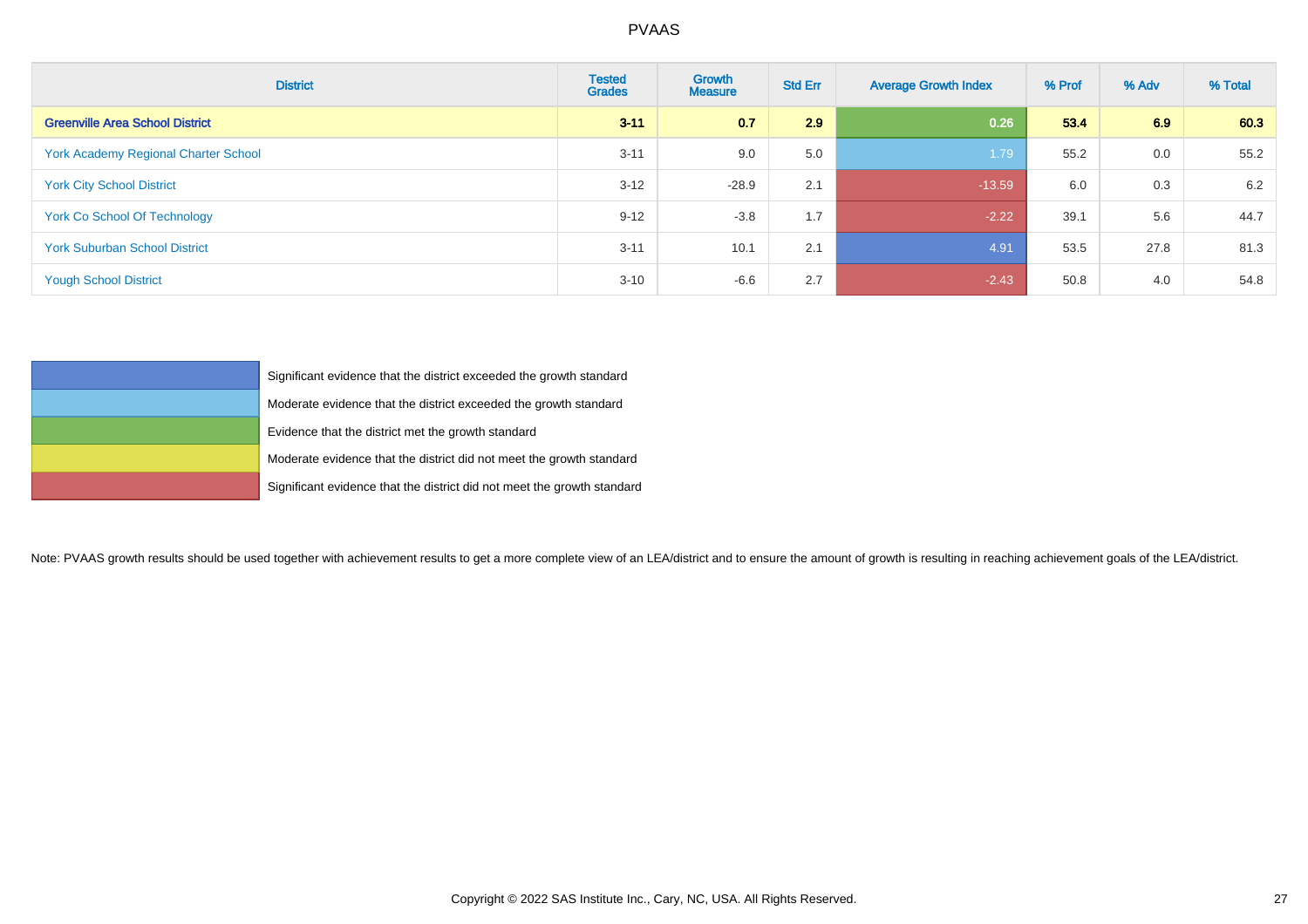# PVAAS

| District | Tested Grades | Growth Measure | Std Err | Average Growth Index | % Prof | % Adv | % Total |
|---|---|---|---|---|---|---|---|
| **Greenville Area School District** | **3-11** | **0.7** | **2.9** | **0.26** | **53.4** | **6.9** | **60.3** |
| York Academy Regional Charter School | 3-11 | 9.0 | 5.0 | 1.79 | 55.2 | 0.0 | 55.2 |
| York City School District | 3-12 | -28.9 | 2.1 | -13.59 | 6.0 | 0.3 | 6.2 |
| York Co School Of Technology | 9-12 | -3.8 | 1.7 | -2.22 | 39.1 | 5.6 | 44.7 |
| York Suburban School District | 3-11 | 10.1 | 2.1 | 4.91 | 53.5 | 27.8 | 81.3 |
| Yough School District | 3-10 | -6.6 | 2.7 | -2.43 | 50.8 | 4.0 | 54.8 |

- Significant evidence that the district exceeded the growth standard
- Moderate evidence that the district exceeded the growth standard
- Evidence that the district met the growth standard
- Moderate evidence that the district did not meet the growth standard
- Significant evidence that the district did not meet the growth standard

Note: PVAAS growth results should be used together with achievement results to get a more complete view of an LEA/district and to ensure the amount of growth is resulting in reaching achievement goals of the LEA/district.

Copyright © 2022 SAS Institute Inc., Cary, NC, USA. All Rights Reserved.